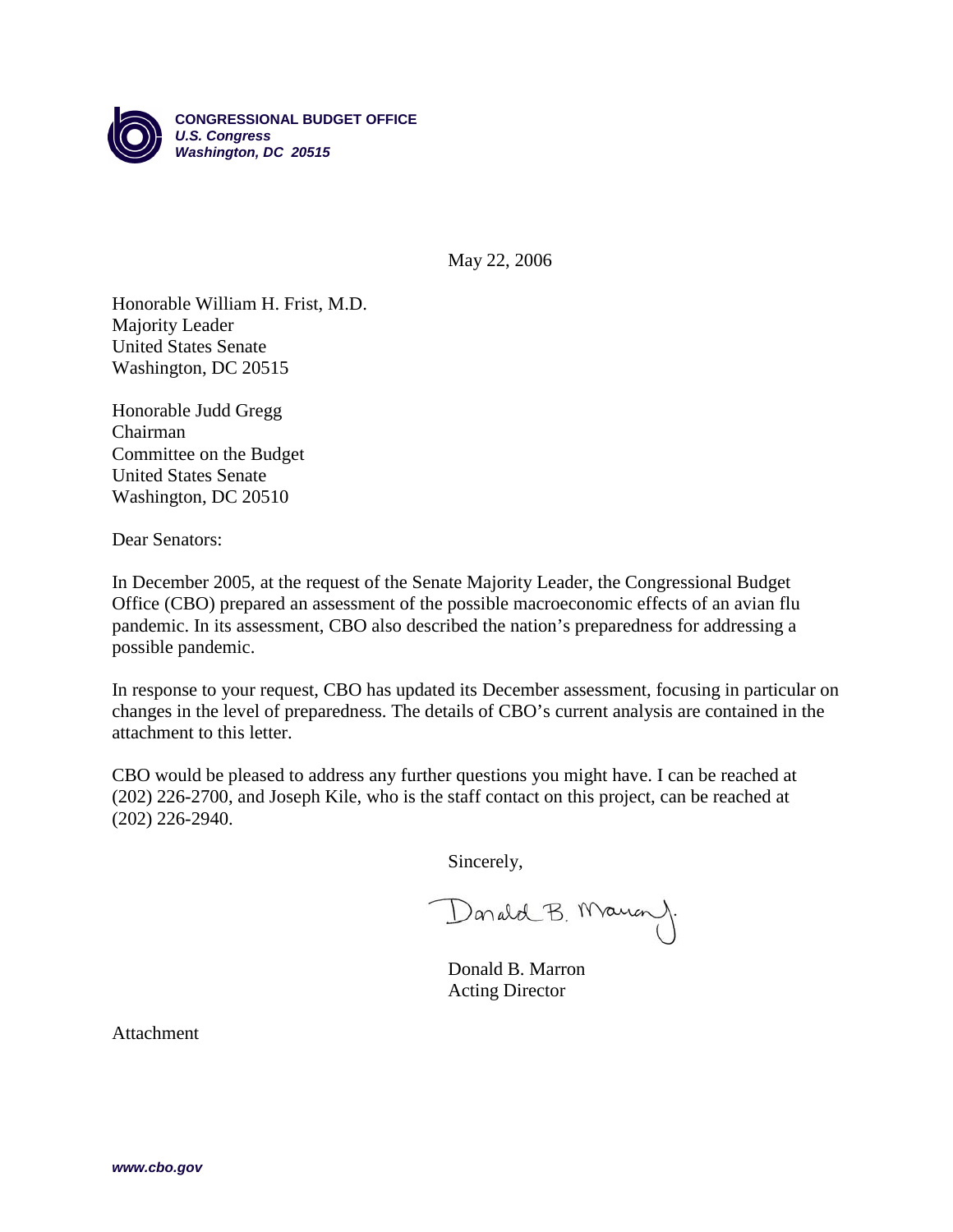**CONGRESSIONAL BUDGET OFFICE**
***U.S. Congress***
***Washington, DC 20515***

May 22, 2006

Honorable William H. Frist, M.D.
Majority Leader
United States Senate
Washington, DC 20515

Honorable Judd Gregg
Chairman
Committee on the Budget
United States Senate
Washington, DC 20510

Dear Senators:

In December 2005, at the request of the Senate Majority Leader, the Congressional Budget Office (CBO) prepared an assessment of the possible macroeconomic effects of an avian flu pandemic. In its assessment, CBO also described the nation's preparedness for addressing a possible pandemic.

In response to your request, CBO has updated its December assessment, focusing in particular on changes in the level of preparedness. The details of CBO's current analysis are contained in the attachment to this letter.

CBO would be pleased to address any further questions you might have. I can be reached at (202) 226-2700, and Joseph Kile, who is the staff contact on this project, can be reached at (202) 226-2940.

Sincerely,

Donald B. Marron

Donald B. Marron
Acting Director

Attachment

***www.cbo.gov***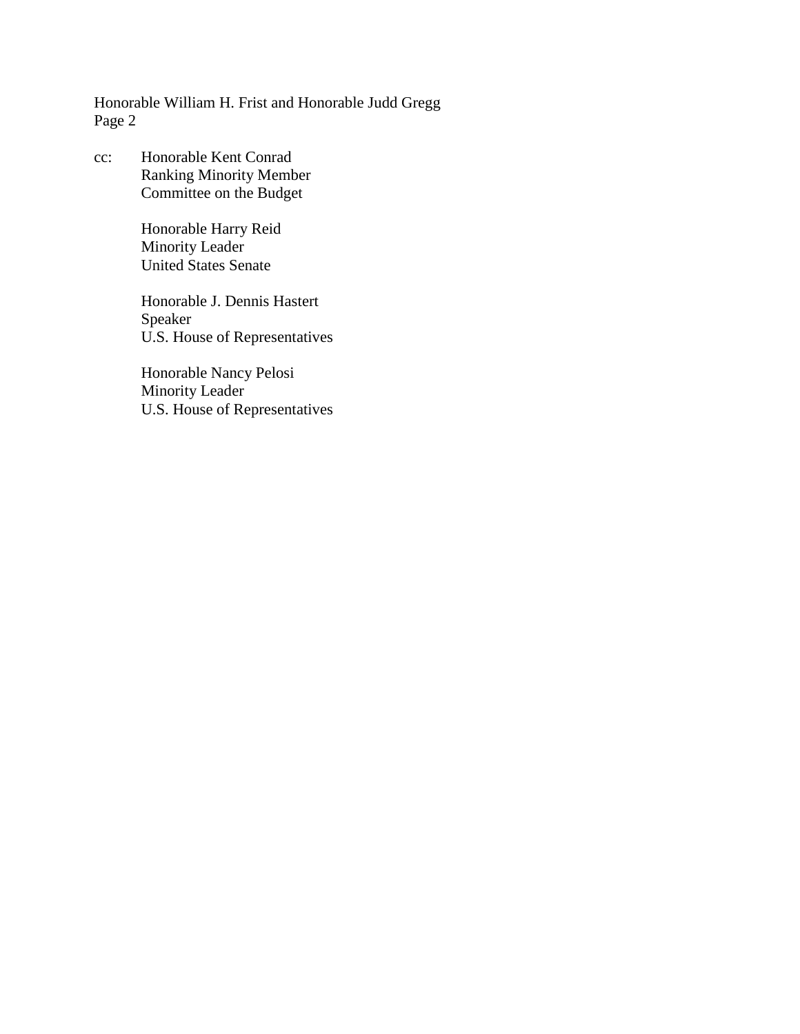cc: Honorable Kent Conrad
Ranking Minority Member
Committee on the Budget

Honorable Harry Reid
Minority Leader
United States Senate

Honorable J. Dennis Hastert
Speaker
U.S. House of Representatives

Honorable Nancy Pelosi
Minority Leader
U.S. House of Representatives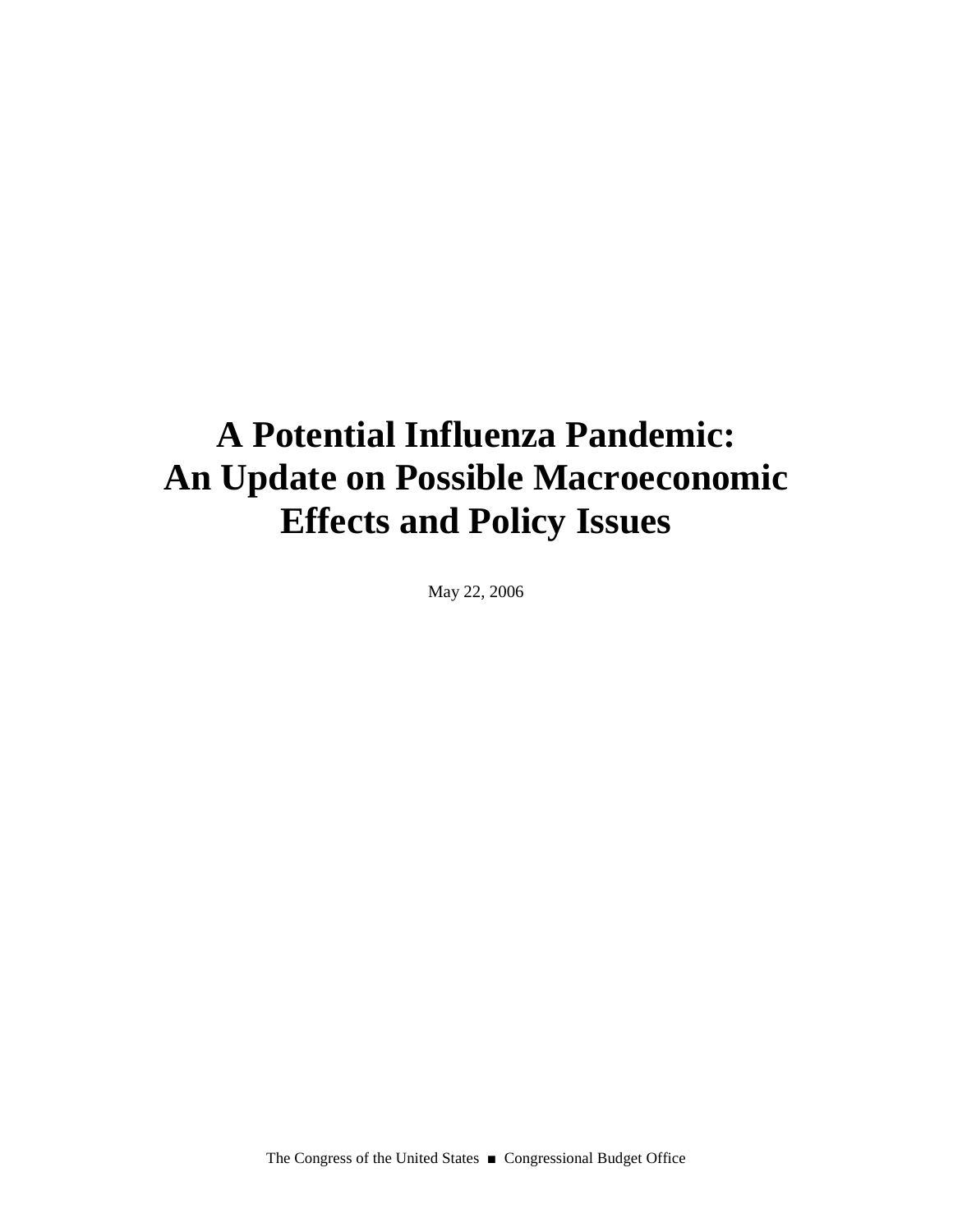# A Potential Influenza Pandemic: An Update on Possible Macroeconomic Effects and Policy Issues

May 22, 2006

The Congress of the United States ■ Congressional Budget Office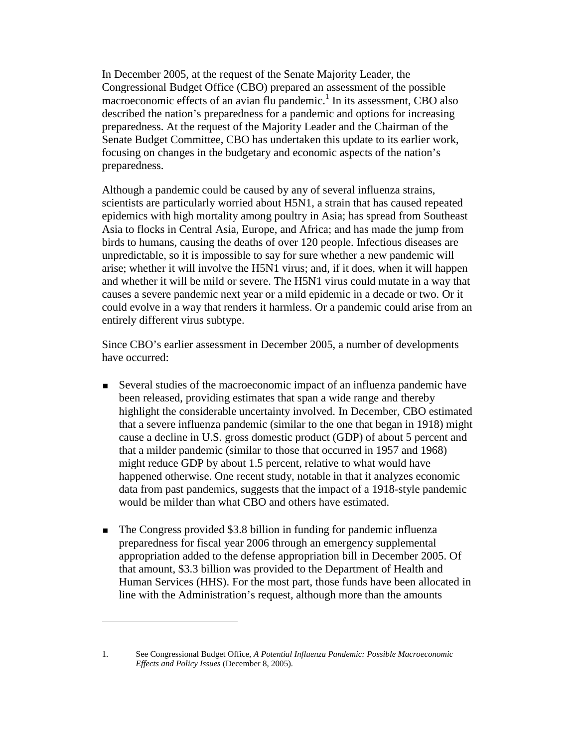In December 2005, at the request of the Senate Majority Leader, the Congressional Budget Office (CBO) prepared an assessment of the possible macroeconomic effects of an avian flu pandemic.[1] In its assessment, CBO also described the nation's preparedness for a pandemic and options for increasing preparedness. At the request of the Majority Leader and the Chairman of the Senate Budget Committee, CBO has undertaken this update to its earlier work, focusing on changes in the budgetary and economic aspects of the nation's preparedness.

Although a pandemic could be caused by any of several influenza strains, scientists are particularly worried about H5N1, a strain that has caused repeated epidemics with high mortality among poultry in Asia; has spread from Southeast Asia to flocks in Central Asia, Europe, and Africa; and has made the jump from birds to humans, causing the deaths of over 120 people. Infectious diseases are unpredictable, so it is impossible to say for sure whether a new pandemic will arise; whether it will involve the H5N1 virus; and, if it does, when it will happen and whether it will be mild or severe. The H5N1 virus could mutate in a way that causes a severe pandemic next year or a mild epidemic in a decade or two. Or it could evolve in a way that renders it harmless. Or a pandemic could arise from an entirely different virus subtype.

Since CBO's earlier assessment in December 2005, a number of developments have occurred:

- Several studies of the macroeconomic impact of an influenza pandemic have been released, providing estimates that span a wide range and thereby highlight the considerable uncertainty involved. In December, CBO estimated that a severe influenza pandemic (similar to the one that began in 1918) might cause a decline in U.S. gross domestic product (GDP) of about 5 percent and that a milder pandemic (similar to those that occurred in 1957 and 1968) might reduce GDP by about 1.5 percent, relative to what would have happened otherwise. One recent study, notable in that it analyzes economic data from past pandemics, suggests that the impact of a 1918-style pandemic would be milder than what CBO and others have estimated.

- The Congress provided $3.8 billion in funding for pandemic influenza preparedness for fiscal year 2006 through an emergency supplemental appropriation added to the defense appropriation bill in December 2005. Of that amount, $3.3 billion was provided to the Department of Health and Human Services (HHS). For the most part, those funds have been allocated in line with the Administration's request, although more than the amounts

---

1. See Congressional Budget Office, *A Potential Influenza Pandemic: Possible Macroeconomic Effects and Policy Issues* (December 8, 2005).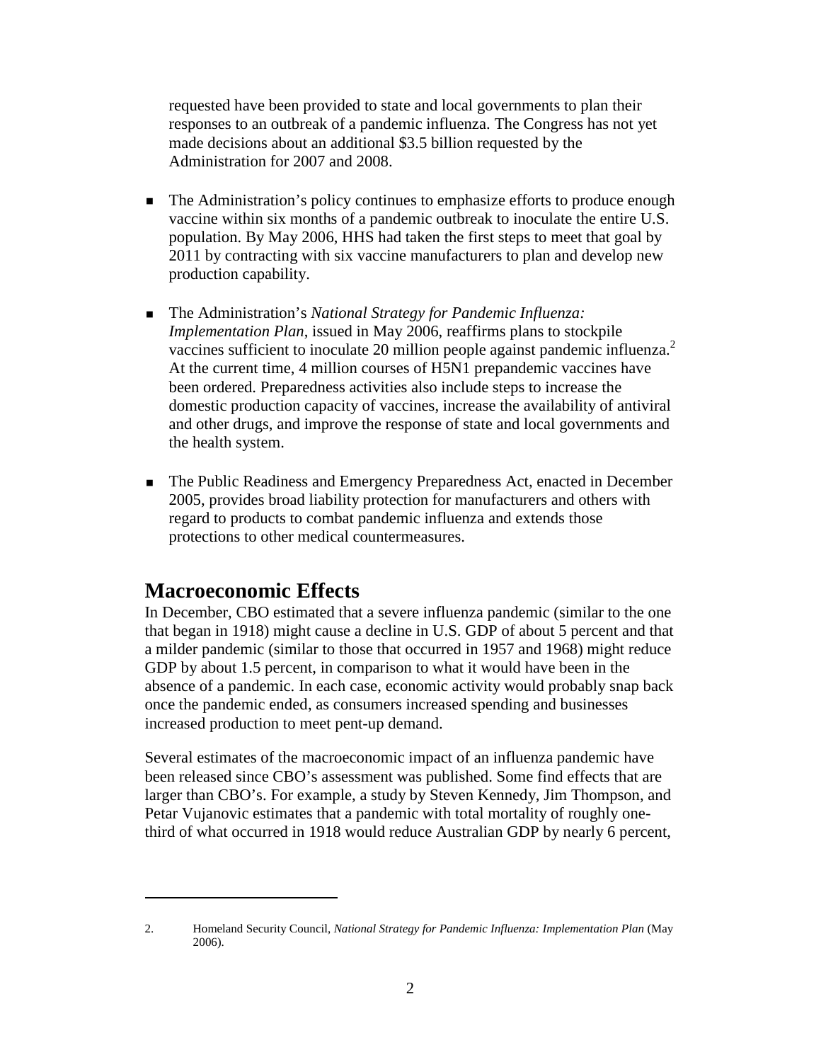requested have been provided to state and local governments to plan their responses to an outbreak of a pandemic influenza. The Congress has not yet made decisions about an additional $3.5 billion requested by the Administration for 2007 and 2008.

- The Administration's policy continues to emphasize efforts to produce enough vaccine within six months of a pandemic outbreak to inoculate the entire U.S. population. By May 2006, HHS had taken the first steps to meet that goal by 2011 by contracting with six vaccine manufacturers to plan and develop new production capability.

- The Administration's *National Strategy for Pandemic Influenza: Implementation Plan*, issued in May 2006, reaffirms plans to stockpile vaccines sufficient to inoculate 20 million people against pandemic influenza.[2] At the current time, 4 million courses of H5N1 prepandemic vaccines have been ordered. Preparedness activities also include steps to increase the domestic production capacity of vaccines, increase the availability of antiviral and other drugs, and improve the response of state and local governments and the health system.

- The Public Readiness and Emergency Preparedness Act, enacted in December 2005, provides broad liability protection for manufacturers and others with regard to products to combat pandemic influenza and extends those protections to other medical countermeasures.

## Macroeconomic Effects

In December, CBO estimated that a severe influenza pandemic (similar to the one that began in 1918) might cause a decline in U.S. GDP of about 5 percent and that a milder pandemic (similar to those that occurred in 1957 and 1968) might reduce GDP by about 1.5 percent, in comparison to what it would have been in the absence of a pandemic. In each case, economic activity would probably snap back once the pandemic ended, as consumers increased spending and businesses increased production to meet pent-up demand.

Several estimates of the macroeconomic impact of an influenza pandemic have been released since CBO's assessment was published. Some find effects that are larger than CBO's. For example, a study by Steven Kennedy, Jim Thompson, and Petar Vujanovic estimates that a pandemic with total mortality of roughly one-third of what occurred in 1918 would reduce Australian GDP by nearly 6 percent,

---

2. Homeland Security Council, *National Strategy for Pandemic Influenza: Implementation Plan* (May 2006).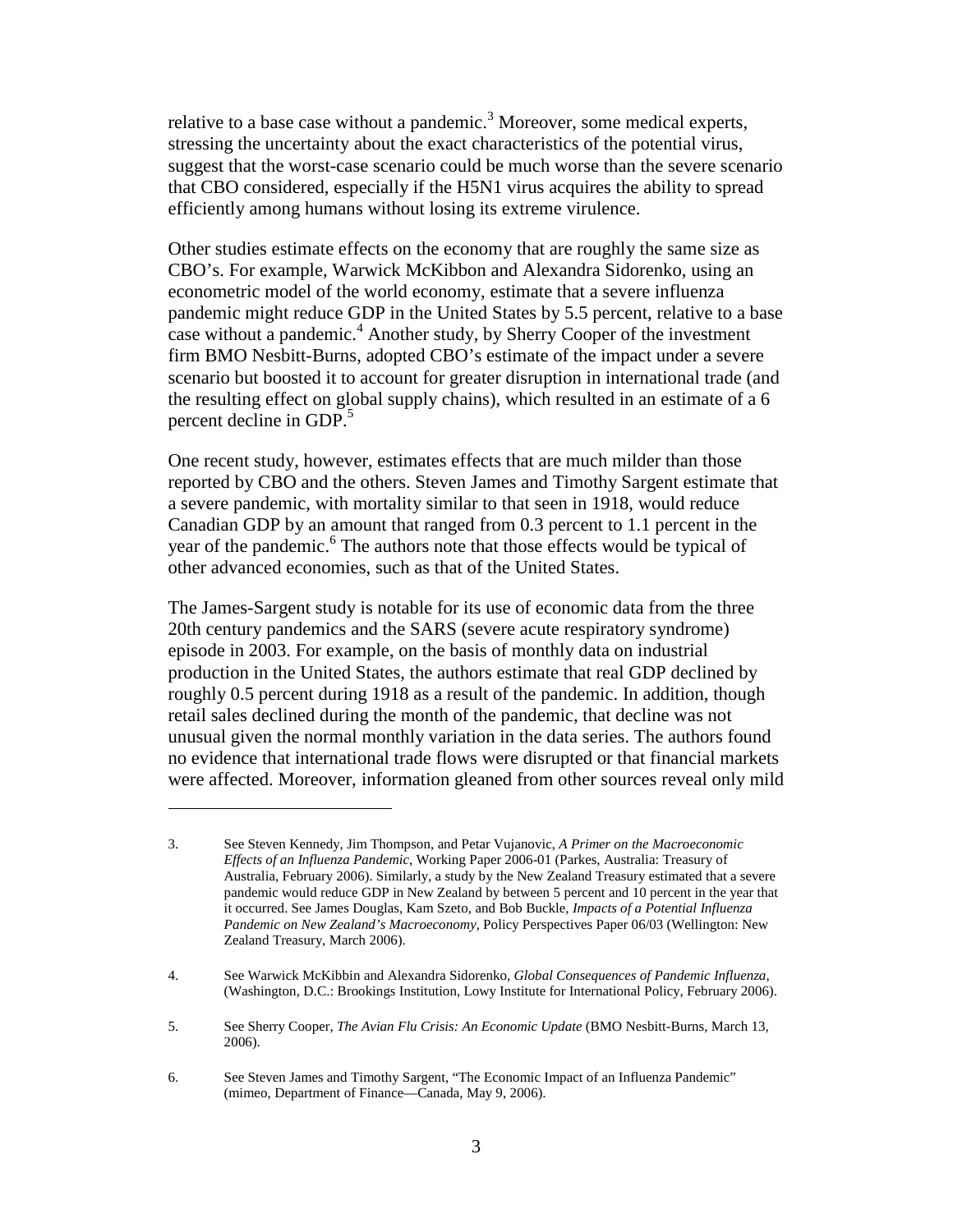relative to a base case without a pandemic.[3] Moreover, some medical experts, stressing the uncertainty about the exact characteristics of the potential virus, suggest that the worst-case scenario could be much worse than the severe scenario that CBO considered, especially if the H5N1 virus acquires the ability to spread efficiently among humans without losing its extreme virulence.

Other studies estimate effects on the economy that are roughly the same size as CBO's. For example, Warwick McKibbon and Alexandra Sidorenko, using an econometric model of the world economy, estimate that a severe influenza pandemic might reduce GDP in the United States by 5.5 percent, relative to a base case without a pandemic.[4] Another study, by Sherry Cooper of the investment firm BMO Nesbitt-Burns, adopted CBO's estimate of the impact under a severe scenario but boosted it to account for greater disruption in international trade (and the resulting effect on global supply chains), which resulted in an estimate of a 6 percent decline in GDP.[5]

One recent study, however, estimates effects that are much milder than those reported by CBO and the others. Steven James and Timothy Sargent estimate that a severe pandemic, with mortality similar to that seen in 1918, would reduce Canadian GDP by an amount that ranged from 0.3 percent to 1.1 percent in the year of the pandemic.[6] The authors note that those effects would be typical of other advanced economies, such as that of the United States.

The James-Sargent study is notable for its use of economic data from the three 20th century pandemics and the SARS (severe acute respiratory syndrome) episode in 2003. For example, on the basis of monthly data on industrial production in the United States, the authors estimate that real GDP declined by roughly 0.5 percent during 1918 as a result of the pandemic. In addition, though retail sales declined during the month of the pandemic, that decline was not unusual given the normal monthly variation in the data series. The authors found no evidence that international trade flows were disrupted or that financial markets were affected. Moreover, information gleaned from other sources reveal only mild

---

3. See Steven Kennedy, Jim Thompson, and Petar Vujanovic, *A Primer on the Macroeconomic Effects of an Influenza Pandemic*, Working Paper 2006-01 (Parkes, Australia: Treasury of Australia, February 2006). Similarly, a study by the New Zealand Treasury estimated that a severe pandemic would reduce GDP in New Zealand by between 5 percent and 10 percent in the year that it occurred. See James Douglas, Kam Szeto, and Bob Buckle, *Impacts of a Potential Influenza Pandemic on New Zealand's Macroeconomy*, Policy Perspectives Paper 06/03 (Wellington: New Zealand Treasury, March 2006).

4. See Warwick McKibbin and Alexandra Sidorenko, *Global Consequences of Pandemic Influenza*, (Washington, D.C.: Brookings Institution, Lowy Institute for International Policy, February 2006).

5. See Sherry Cooper, *The Avian Flu Crisis: An Economic Update* (BMO Nesbitt-Burns, March 13, 2006).

6. See Steven James and Timothy Sargent, "The Economic Impact of an Influenza Pandemic" (mimeo, Department of Finance—Canada, May 9, 2006).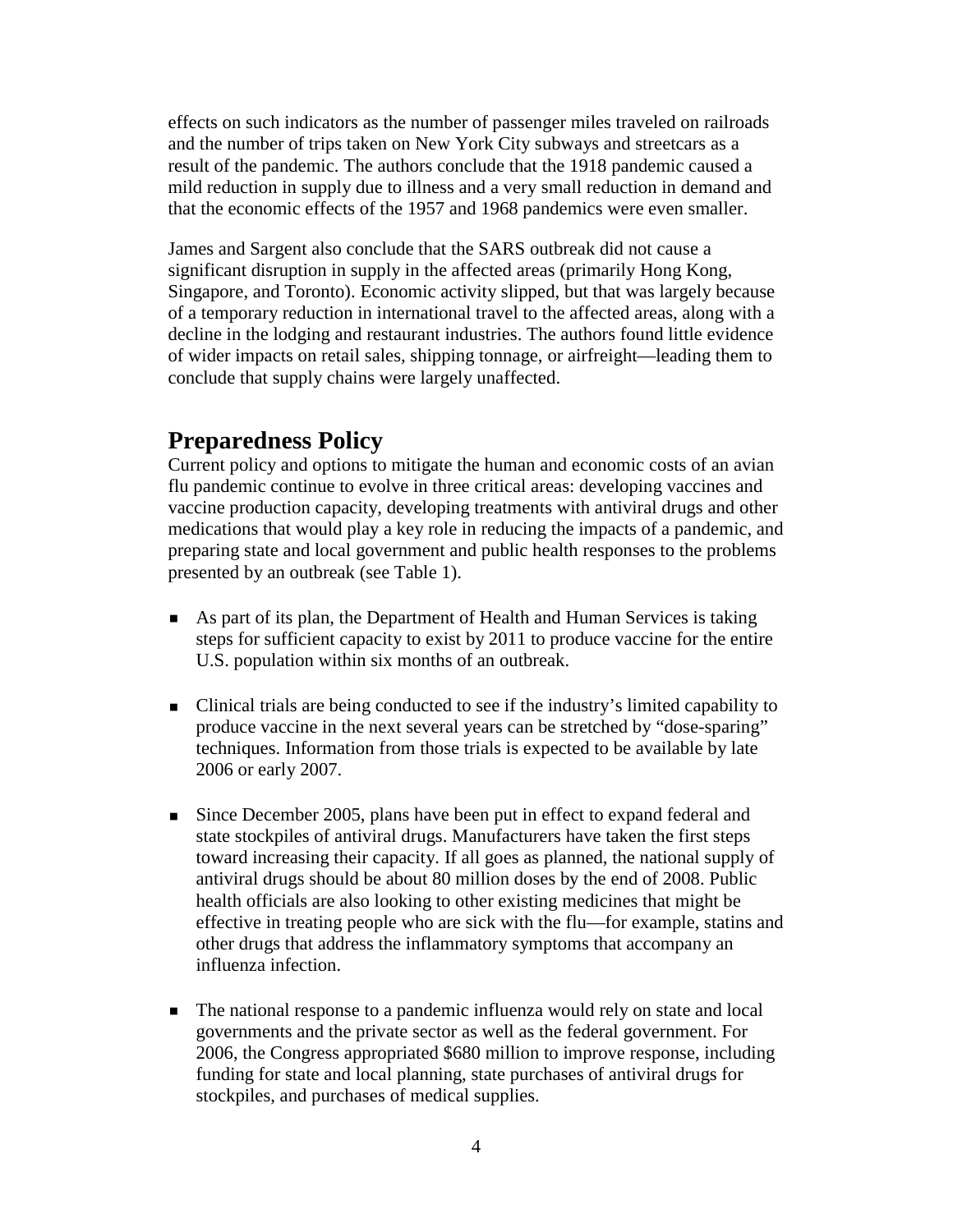effects on such indicators as the number of passenger miles traveled on railroads and the number of trips taken on New York City subways and streetcars as a result of the pandemic. The authors conclude that the 1918 pandemic caused a mild reduction in supply due to illness and a very small reduction in demand and that the economic effects of the 1957 and 1968 pandemics were even smaller.

James and Sargent also conclude that the SARS outbreak did not cause a significant disruption in supply in the affected areas (primarily Hong Kong, Singapore, and Toronto). Economic activity slipped, but that was largely because of a temporary reduction in international travel to the affected areas, along with a decline in the lodging and restaurant industries. The authors found little evidence of wider impacts on retail sales, shipping tonnage, or airfreight—leading them to conclude that supply chains were largely unaffected.

## Preparedness Policy

Current policy and options to mitigate the human and economic costs of an avian flu pandemic continue to evolve in three critical areas: developing vaccines and vaccine production capacity, developing treatments with antiviral drugs and other medications that would play a key role in reducing the impacts of a pandemic, and preparing state and local government and public health responses to the problems presented by an outbreak (see Table 1).

- As part of its plan, the Department of Health and Human Services is taking steps for sufficient capacity to exist by 2011 to produce vaccine for the entire U.S. population within six months of an outbreak.
- Clinical trials are being conducted to see if the industry's limited capability to produce vaccine in the next several years can be stretched by "dose-sparing" techniques. Information from those trials is expected to be available by late 2006 or early 2007.
- Since December 2005, plans have been put in effect to expand federal and state stockpiles of antiviral drugs. Manufacturers have taken the first steps toward increasing their capacity. If all goes as planned, the national supply of antiviral drugs should be about 80 million doses by the end of 2008. Public health officials are also looking to other existing medicines that might be effective in treating people who are sick with the flu—for example, statins and other drugs that address the inflammatory symptoms that accompany an influenza infection.
- The national response to a pandemic influenza would rely on state and local governments and the private sector as well as the federal government. For 2006, the Congress appropriated $680 million to improve response, including funding for state and local planning, state purchases of antiviral drugs for stockpiles, and purchases of medical supplies.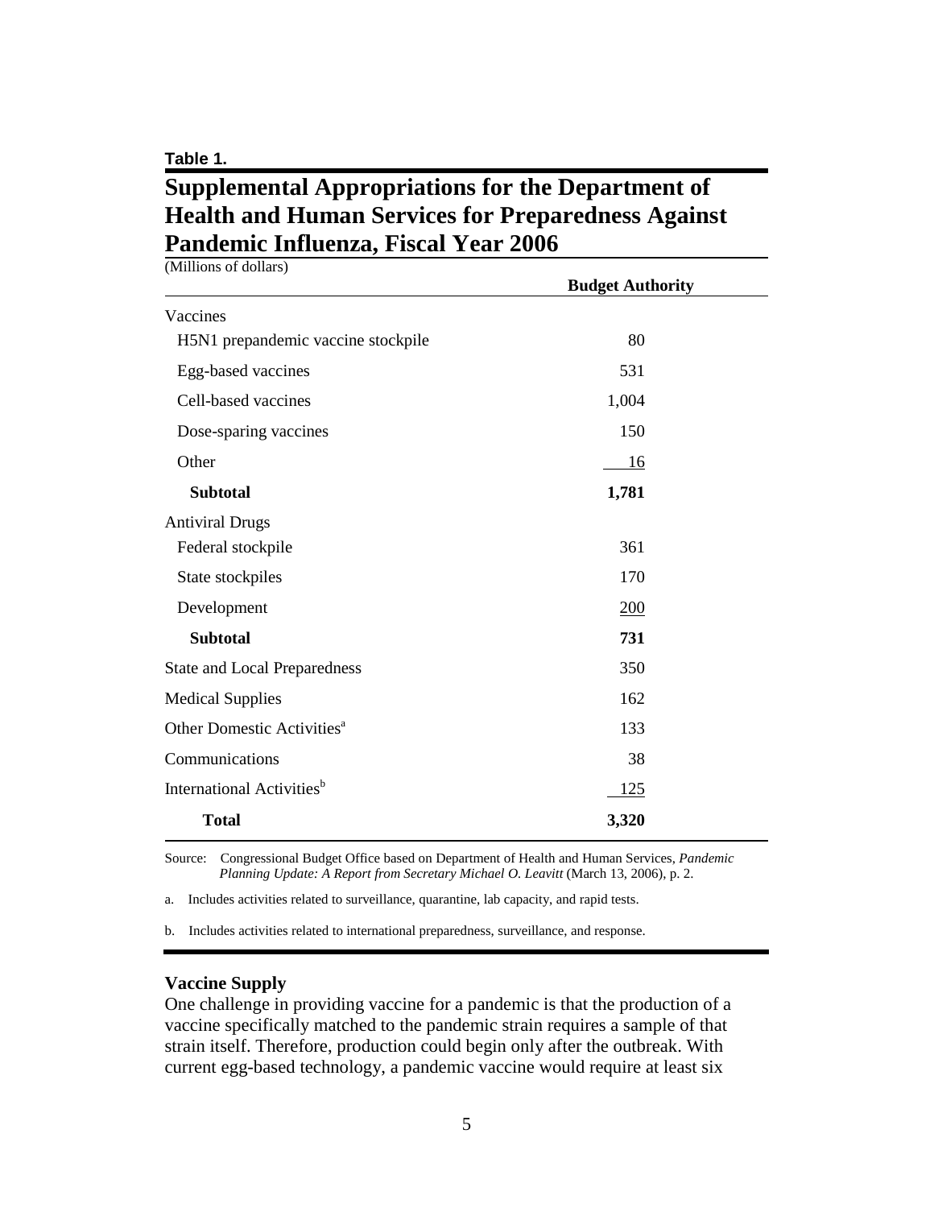**Table 1.**

## Supplemental Appropriations for the Department of Health and Human Services for Preparedness Against Pandemic Influenza, Fiscal Year 2006

(Millions of dollars)

| | Budget Authority |
|---|---|
| Vaccines | |
| H5N1 prepandemic vaccine stockpile | 80 |
| Egg-based vaccines | 531 |
| Cell-based vaccines | 1,004 |
| Dose-sparing vaccines | 150 |
| Other | 16 |
| **Subtotal** | **1,781** |
| Antiviral Drugs | |
| Federal stockpile | 361 |
| State stockpiles | 170 |
| Development | 200 |
| **Subtotal** | **731** |
| State and Local Preparedness | 350 |
| Medical Supplies | 162 |
| Other Domestic Activities[a] | 133 |
| Communications | 38 |
| International Activities[b] | 125 |
| **Total** | **3,320** |

Source: Congressional Budget Office based on Department of Health and Human Services, *Pandemic Planning Update: A Report from Secretary Michael O. Leavitt* (March 13, 2006), p. 2.

a. Includes activities related to surveillance, quarantine, lab capacity, and rapid tests.

b. Includes activities related to international preparedness, surveillance, and response.

**Vaccine Supply**

One challenge in providing vaccine for a pandemic is that the production of a vaccine specifically matched to the pandemic strain requires a sample of that strain itself. Therefore, production could begin only after the outbreak. With current egg-based technology, a pandemic vaccine would require at least six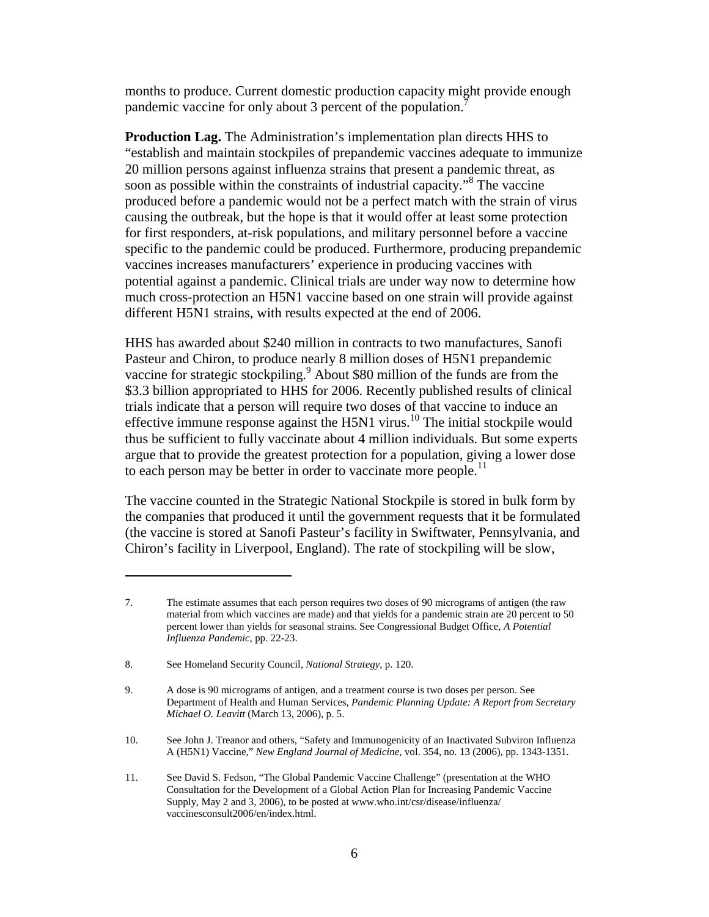months to produce. Current domestic production capacity might provide enough pandemic vaccine for only about 3 percent of the population.[7]

**Production Lag.** The Administration's implementation plan directs HHS to "establish and maintain stockpiles of prepandemic vaccines adequate to immunize 20 million persons against influenza strains that present a pandemic threat, as soon as possible within the constraints of industrial capacity."[8] The vaccine produced before a pandemic would not be a perfect match with the strain of virus causing the outbreak, but the hope is that it would offer at least some protection for first responders, at-risk populations, and military personnel before a vaccine specific to the pandemic could be produced. Furthermore, producing prepandemic vaccines increases manufacturers' experience in producing vaccines with potential against a pandemic. Clinical trials are under way now to determine how much cross-protection an H5N1 vaccine based on one strain will provide against different H5N1 strains, with results expected at the end of 2006.

HHS has awarded about $240 million in contracts to two manufactures, Sanofi Pasteur and Chiron, to produce nearly 8 million doses of H5N1 prepandemic vaccine for strategic stockpiling.[9] About $80 million of the funds are from the $3.3 billion appropriated to HHS for 2006. Recently published results of clinical trials indicate that a person will require two doses of that vaccine to induce an effective immune response against the H5N1 virus.[10] The initial stockpile would thus be sufficient to fully vaccinate about 4 million individuals. But some experts argue that to provide the greatest protection for a population, giving a lower dose to each person may be better in order to vaccinate more people.[11]

The vaccine counted in the Strategic National Stockpile is stored in bulk form by the companies that produced it until the government requests that it be formulated (the vaccine is stored at Sanofi Pasteur's facility in Swiftwater, Pennsylvania, and Chiron's facility in Liverpool, England). The rate of stockpiling will be slow,

---

7. The estimate assumes that each person requires two doses of 90 micrograms of antigen (the raw material from which vaccines are made) and that yields for a pandemic strain are 20 percent to 50 percent lower than yields for seasonal strains. See Congressional Budget Office, *A Potential Influenza Pandemic*, pp. 22-23.

8. See Homeland Security Council, *National Strategy*, p. 120.

9. A dose is 90 micrograms of antigen, and a treatment course is two doses per person. See Department of Health and Human Services, *Pandemic Planning Update: A Report from Secretary Michael O. Leavitt* (March 13, 2006), p. 5.

10. See John J. Treanor and others, "Safety and Immunogenicity of an Inactivated Subviron Influenza A (H5N1) Vaccine," *New England Journal of Medicine*, vol. 354, no. 13 (2006), pp. 1343-1351.

11. See David S. Fedson, "The Global Pandemic Vaccine Challenge" (presentation at the WHO Consultation for the Development of a Global Action Plan for Increasing Pandemic Vaccine Supply, May 2 and 3, 2006), to be posted at www.who.int/csr/disease/influenza/vaccinesconsult2006/en/index.html.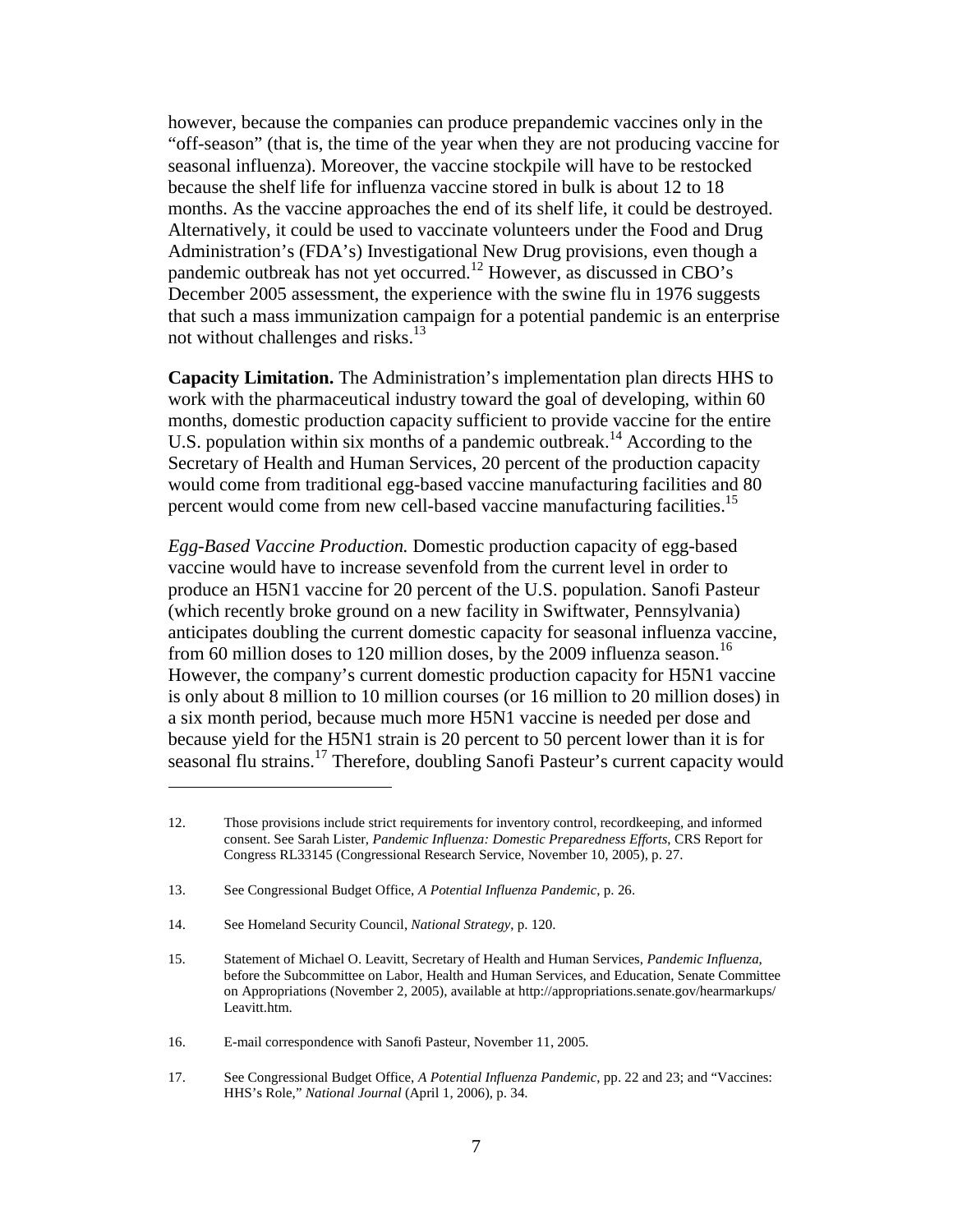however, because the companies can produce prepandemic vaccines only in the "off-season" (that is, the time of the year when they are not producing vaccine for seasonal influenza). Moreover, the vaccine stockpile will have to be restocked because the shelf life for influenza vaccine stored in bulk is about 12 to 18 months. As the vaccine approaches the end of its shelf life, it could be destroyed. Alternatively, it could be used to vaccinate volunteers under the Food and Drug Administration's (FDA's) Investigational New Drug provisions, even though a pandemic outbreak has not yet occurred.[12] However, as discussed in CBO's December 2005 assessment, the experience with the swine flu in 1976 suggests that such a mass immunization campaign for a potential pandemic is an enterprise not without challenges and risks.[13]

**Capacity Limitation.** The Administration's implementation plan directs HHS to work with the pharmaceutical industry toward the goal of developing, within 60 months, domestic production capacity sufficient to provide vaccine for the entire U.S. population within six months of a pandemic outbreak.[14] According to the Secretary of Health and Human Services, 20 percent of the production capacity would come from traditional egg-based vaccine manufacturing facilities and 80 percent would come from new cell-based vaccine manufacturing facilities.[15]

*Egg-Based Vaccine Production.* Domestic production capacity of egg-based vaccine would have to increase sevenfold from the current level in order to produce an H5N1 vaccine for 20 percent of the U.S. population. Sanofi Pasteur (which recently broke ground on a new facility in Swiftwater, Pennsylvania) anticipates doubling the current domestic capacity for seasonal influenza vaccine, from 60 million doses to 120 million doses, by the 2009 influenza season.[16] However, the company's current domestic production capacity for H5N1 vaccine is only about 8 million to 10 million courses (or 16 million to 20 million doses) in a six month period, because much more H5N1 vaccine is needed per dose and because yield for the H5N1 strain is 20 percent to 50 percent lower than it is for seasonal flu strains.[17] Therefore, doubling Sanofi Pasteur's current capacity would

---

12. Those provisions include strict requirements for inventory control, recordkeeping, and informed consent. See Sarah Lister, *Pandemic Influenza: Domestic Preparedness Efforts*, CRS Report for Congress RL33145 (Congressional Research Service, November 10, 2005), p. 27.

13. See Congressional Budget Office, *A Potential Influenza Pandemic*, p. 26.

14. See Homeland Security Council, *National Strategy*, p. 120.

15. Statement of Michael O. Leavitt, Secretary of Health and Human Services, *Pandemic Influenza*, before the Subcommittee on Labor, Health and Human Services, and Education, Senate Committee on Appropriations (November 2, 2005), available at http://appropriations.senate.gov/hearmarkups/Leavitt.htm.

16. E-mail correspondence with Sanofi Pasteur, November 11, 2005.

17. See Congressional Budget Office, *A Potential Influenza Pandemic*, pp. 22 and 23; and "Vaccines: HHS's Role," *National Journal* (April 1, 2006), p. 34.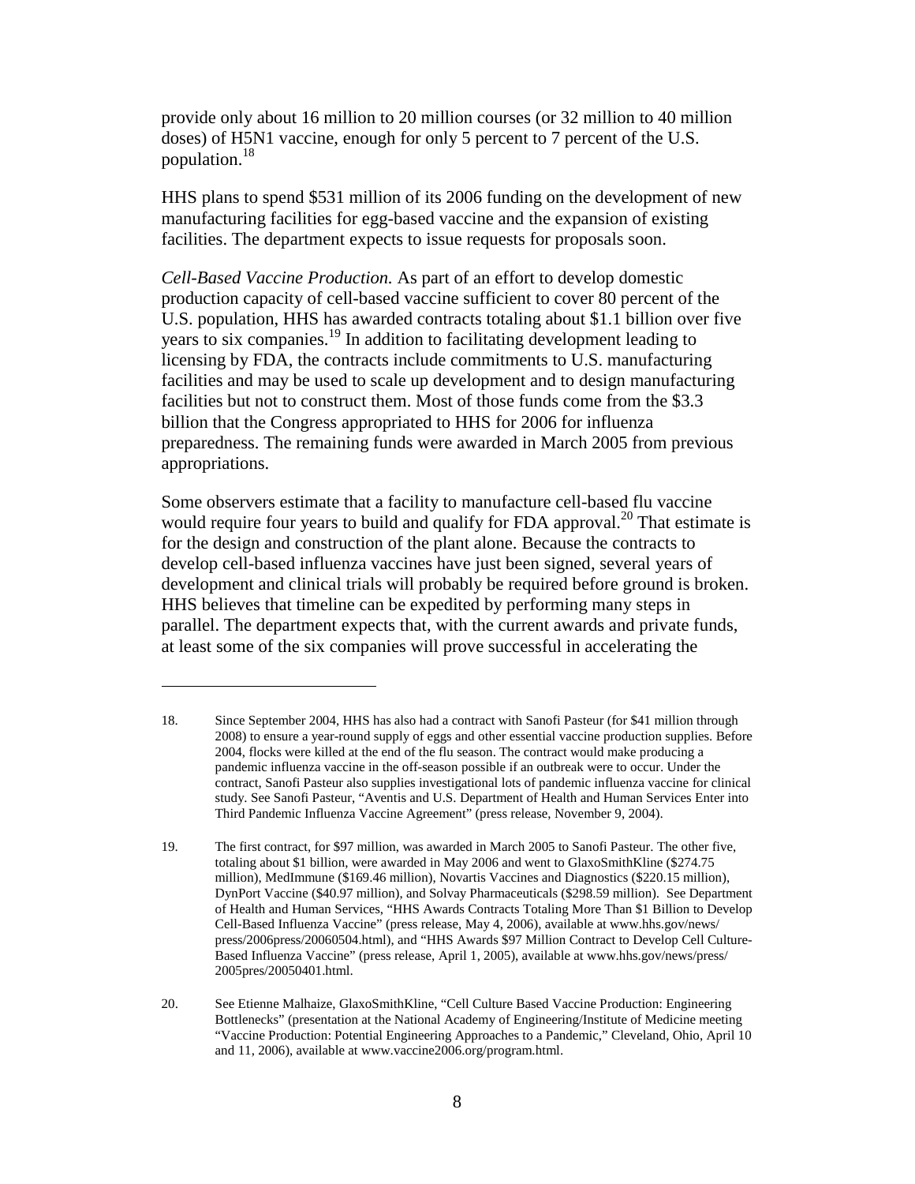provide only about 16 million to 20 million courses (or 32 million to 40 million doses) of H5N1 vaccine, enough for only 5 percent to 7 percent of the U.S. population.[18]

HHS plans to spend $531 million of its 2006 funding on the development of new manufacturing facilities for egg-based vaccine and the expansion of existing facilities. The department expects to issue requests for proposals soon.

*Cell-Based Vaccine Production.* As part of an effort to develop domestic production capacity of cell-based vaccine sufficient to cover 80 percent of the U.S. population, HHS has awarded contracts totaling about $1.1 billion over five years to six companies.[19] In addition to facilitating development leading to licensing by FDA, the contracts include commitments to U.S. manufacturing facilities and may be used to scale up development and to design manufacturing facilities but not to construct them. Most of those funds come from the $3.3 billion that the Congress appropriated to HHS for 2006 for influenza preparedness. The remaining funds were awarded in March 2005 from previous appropriations.

Some observers estimate that a facility to manufacture cell-based flu vaccine would require four years to build and qualify for FDA approval.[20] That estimate is for the design and construction of the plant alone. Because the contracts to develop cell-based influenza vaccines have just been signed, several years of development and clinical trials will probably be required before ground is broken. HHS believes that timeline can be expedited by performing many steps in parallel. The department expects that, with the current awards and private funds, at least some of the six companies will prove successful in accelerating the

---

18. Since September 2004, HHS has also had a contract with Sanofi Pasteur (for $41 million through 2008) to ensure a year-round supply of eggs and other essential vaccine production supplies. Before 2004, flocks were killed at the end of the flu season. The contract would make producing a pandemic influenza vaccine in the off-season possible if an outbreak were to occur. Under the contract, Sanofi Pasteur also supplies investigational lots of pandemic influenza vaccine for clinical study. See Sanofi Pasteur, "Aventis and U.S. Department of Health and Human Services Enter into Third Pandemic Influenza Vaccine Agreement" (press release, November 9, 2004).

19. The first contract, for $97 million, was awarded in March 2005 to Sanofi Pasteur. The other five, totaling about $1 billion, were awarded in May 2006 and went to GlaxoSmithKline ($274.75 million), MedImmune ($169.46 million), Novartis Vaccines and Diagnostics ($220.15 million), DynPort Vaccine ($40.97 million), and Solvay Pharmaceuticals ($298.59 million). See Department of Health and Human Services, "HHS Awards Contracts Totaling More Than $1 Billion to Develop Cell-Based Influenza Vaccine" (press release, May 4, 2006), available at www.hhs.gov/news/press/2006press/20060504.html), and "HHS Awards $97 Million Contract to Develop Cell Culture-Based Influenza Vaccine" (press release, April 1, 2005), available at www.hhs.gov/news/press/2005pres/20050401.html.

20. See Etienne Malhaize, GlaxoSmithKline, "Cell Culture Based Vaccine Production: Engineering Bottlenecks" (presentation at the National Academy of Engineering/Institute of Medicine meeting "Vaccine Production: Potential Engineering Approaches to a Pandemic," Cleveland, Ohio, April 10 and 11, 2006), available at www.vaccine2006.org/program.html.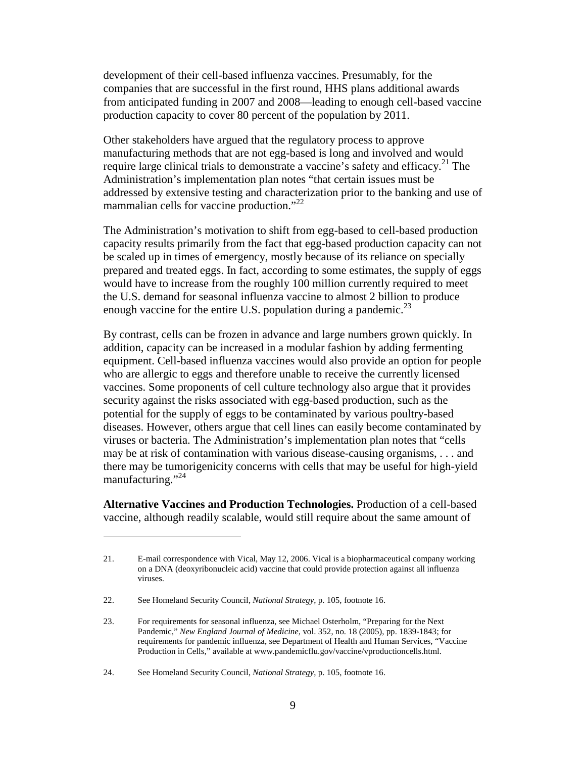development of their cell-based influenza vaccines. Presumably, for the companies that are successful in the first round, HHS plans additional awards from anticipated funding in 2007 and 2008—leading to enough cell-based vaccine production capacity to cover 80 percent of the population by 2011.

Other stakeholders have argued that the regulatory process to approve manufacturing methods that are not egg-based is long and involved and would require large clinical trials to demonstrate a vaccine's safety and efficacy.[21] The Administration's implementation plan notes "that certain issues must be addressed by extensive testing and characterization prior to the banking and use of mammalian cells for vaccine production."[22]

The Administration's motivation to shift from egg-based to cell-based production capacity results primarily from the fact that egg-based production capacity can not be scaled up in times of emergency, mostly because of its reliance on specially prepared and treated eggs. In fact, according to some estimates, the supply of eggs would have to increase from the roughly 100 million currently required to meet the U.S. demand for seasonal influenza vaccine to almost 2 billion to produce enough vaccine for the entire U.S. population during a pandemic.[23]

By contrast, cells can be frozen in advance and large numbers grown quickly. In addition, capacity can be increased in a modular fashion by adding fermenting equipment. Cell-based influenza vaccines would also provide an option for people who are allergic to eggs and therefore unable to receive the currently licensed vaccines. Some proponents of cell culture technology also argue that it provides security against the risks associated with egg-based production, such as the potential for the supply of eggs to be contaminated by various poultry-based diseases. However, others argue that cell lines can easily become contaminated by viruses or bacteria. The Administration's implementation plan notes that "cells may be at risk of contamination with various disease-causing organisms, . . . and there may be tumorigenicity concerns with cells that may be useful for high-yield manufacturing."[24]

**Alternative Vaccines and Production Technologies.** Production of a cell-based vaccine, although readily scalable, would still require about the same amount of

---

21. E-mail correspondence with Vical, May 12, 2006. Vical is a biopharmaceutical company working on a DNA (deoxyribonucleic acid) vaccine that could provide protection against all influenza viruses.

22. See Homeland Security Council, *National Strategy*, p. 105, footnote 16.

23. For requirements for seasonal influenza, see Michael Osterholm, "Preparing for the Next Pandemic," *New England Journal of Medicine*, vol. 352, no. 18 (2005), pp. 1839-1843; for requirements for pandemic influenza, see Department of Health and Human Services, "Vaccine Production in Cells," available at www.pandemicflu.gov/vaccine/vproductioncells.html.

24. See Homeland Security Council, *National Strategy*, p. 105, footnote 16.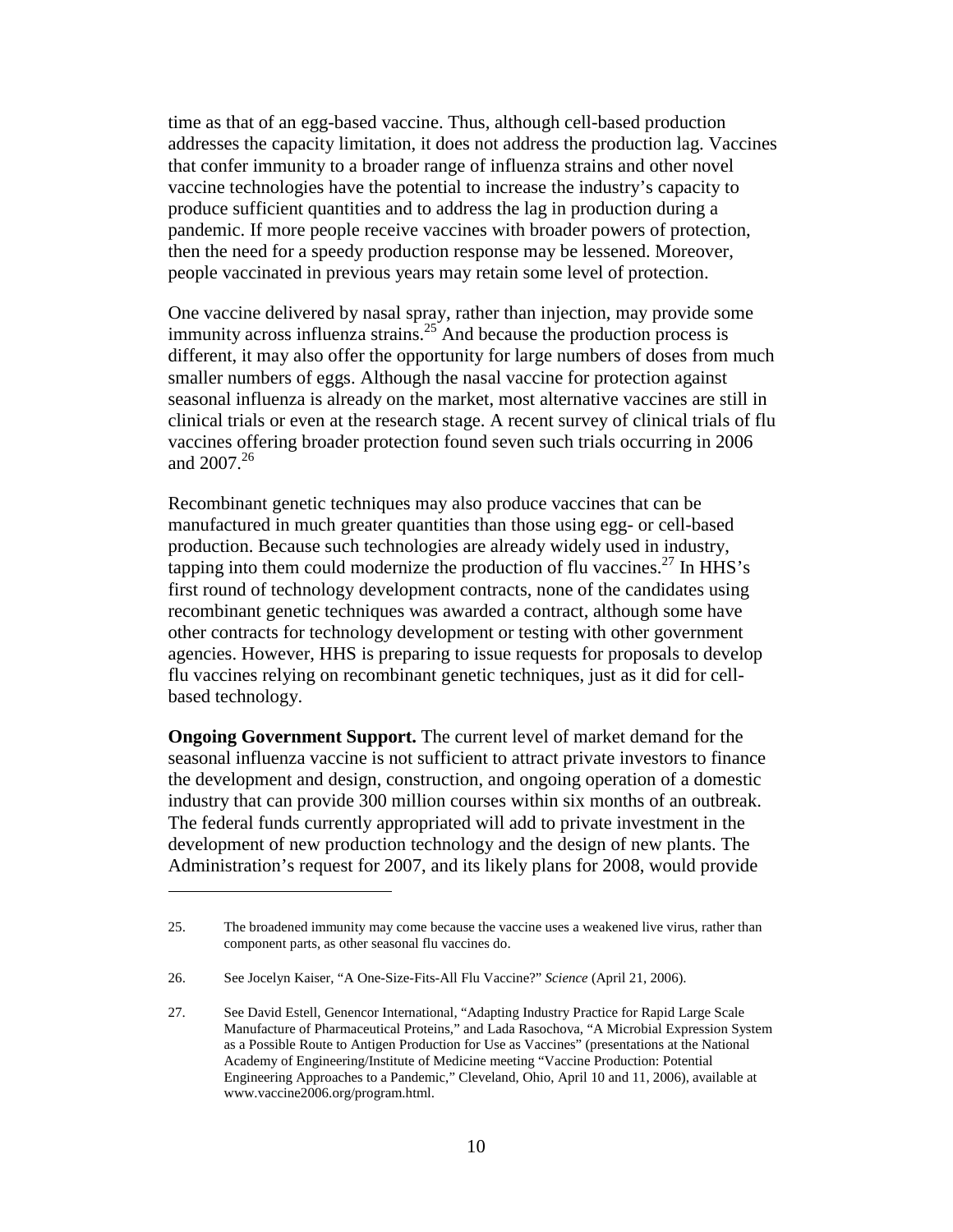time as that of an egg-based vaccine. Thus, although cell-based production addresses the capacity limitation, it does not address the production lag. Vaccines that confer immunity to a broader range of influenza strains and other novel vaccine technologies have the potential to increase the industry's capacity to produce sufficient quantities and to address the lag in production during a pandemic. If more people receive vaccines with broader powers of protection, then the need for a speedy production response may be lessened. Moreover, people vaccinated in previous years may retain some level of protection.

One vaccine delivered by nasal spray, rather than injection, may provide some immunity across influenza strains.[25] And because the production process is different, it may also offer the opportunity for large numbers of doses from much smaller numbers of eggs. Although the nasal vaccine for protection against seasonal influenza is already on the market, most alternative vaccines are still in clinical trials or even at the research stage. A recent survey of clinical trials of flu vaccines offering broader protection found seven such trials occurring in 2006 and 2007.[26]

Recombinant genetic techniques may also produce vaccines that can be manufactured in much greater quantities than those using egg- or cell-based production. Because such technologies are already widely used in industry, tapping into them could modernize the production of flu vaccines.[27] In HHS's first round of technology development contracts, none of the candidates using recombinant genetic techniques was awarded a contract, although some have other contracts for technology development or testing with other government agencies. However, HHS is preparing to issue requests for proposals to develop flu vaccines relying on recombinant genetic techniques, just as it did for cell-based technology.

**Ongoing Government Support.** The current level of market demand for the seasonal influenza vaccine is not sufficient to attract private investors to finance the development and design, construction, and ongoing operation of a domestic industry that can provide 300 million courses within six months of an outbreak. The federal funds currently appropriated will add to private investment in the development of new production technology and the design of new plants. The Administration's request for 2007, and its likely plans for 2008, would provide

---

25. The broadened immunity may come because the vaccine uses a weakened live virus, rather than component parts, as other seasonal flu vaccines do.

26. See Jocelyn Kaiser, "A One-Size-Fits-All Flu Vaccine?" *Science* (April 21, 2006).

27. See David Estell, Genencor International, "Adapting Industry Practice for Rapid Large Scale Manufacture of Pharmaceutical Proteins," and Lada Rasochova, "A Microbial Expression System as a Possible Route to Antigen Production for Use as Vaccines" (presentations at the National Academy of Engineering/Institute of Medicine meeting "Vaccine Production: Potential Engineering Approaches to a Pandemic," Cleveland, Ohio, April 10 and 11, 2006), available at www.vaccine2006.org/program.html.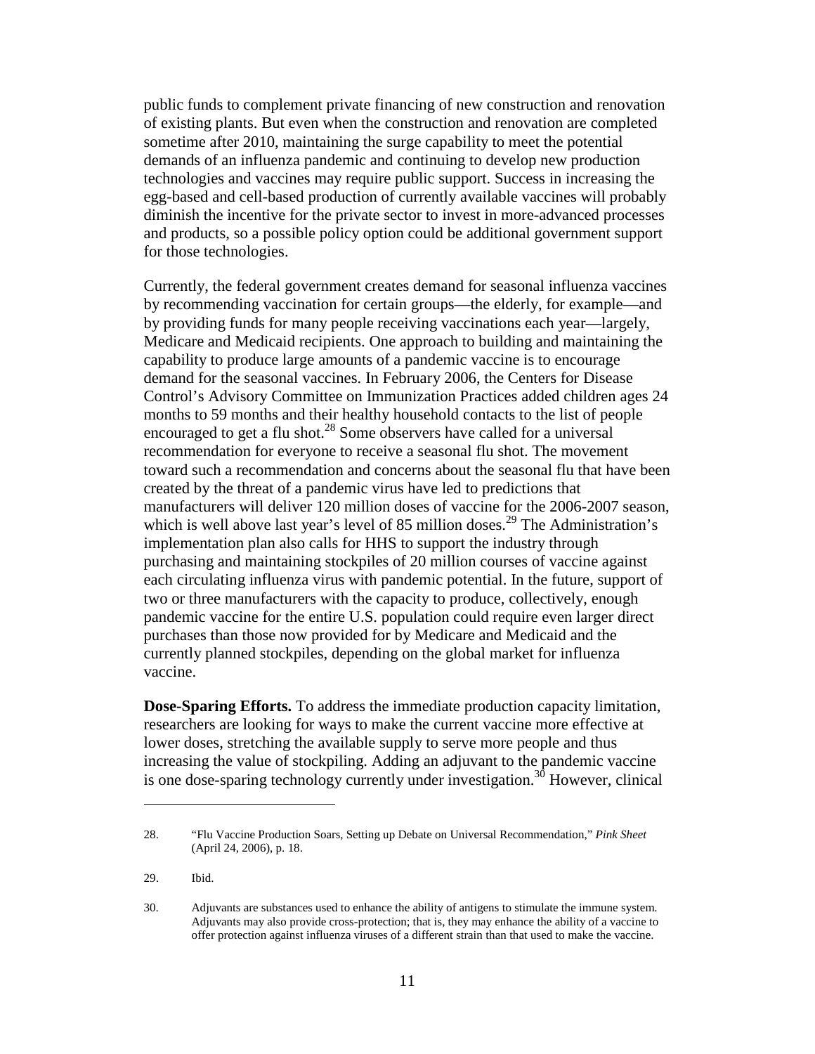public funds to complement private financing of new construction and renovation of existing plants. But even when the construction and renovation are completed sometime after 2010, maintaining the surge capability to meet the potential demands of an influenza pandemic and continuing to develop new production technologies and vaccines may require public support. Success in increasing the egg-based and cell-based production of currently available vaccines will probably diminish the incentive for the private sector to invest in more-advanced processes and products, so a possible policy option could be additional government support for those technologies.

Currently, the federal government creates demand for seasonal influenza vaccines by recommending vaccination for certain groups—the elderly, for example—and by providing funds for many people receiving vaccinations each year—largely, Medicare and Medicaid recipients. One approach to building and maintaining the capability to produce large amounts of a pandemic vaccine is to encourage demand for the seasonal vaccines. In February 2006, the Centers for Disease Control's Advisory Committee on Immunization Practices added children ages 24 months to 59 months and their healthy household contacts to the list of people encouraged to get a flu shot.[28] Some observers have called for a universal recommendation for everyone to receive a seasonal flu shot. The movement toward such a recommendation and concerns about the seasonal flu that have been created by the threat of a pandemic virus have led to predictions that manufacturers will deliver 120 million doses of vaccine for the 2006-2007 season, which is well above last year's level of 85 million doses.[29] The Administration's implementation plan also calls for HHS to support the industry through purchasing and maintaining stockpiles of 20 million courses of vaccine against each circulating influenza virus with pandemic potential. In the future, support of two or three manufacturers with the capacity to produce, collectively, enough pandemic vaccine for the entire U.S. population could require even larger direct purchases than those now provided for by Medicare and Medicaid and the currently planned stockpiles, depending on the global market for influenza vaccine.

**Dose-Sparing Efforts.** To address the immediate production capacity limitation, researchers are looking for ways to make the current vaccine more effective at lower doses, stretching the available supply to serve more people and thus increasing the value of stockpiling. Adding an adjuvant to the pandemic vaccine is one dose-sparing technology currently under investigation.[30] However, clinical

---

28. "Flu Vaccine Production Soars, Setting up Debate on Universal Recommendation," *Pink Sheet* (April 24, 2006), p. 18.

29. Ibid.

30. Adjuvants are substances used to enhance the ability of antigens to stimulate the immune system. Adjuvants may also provide cross-protection; that is, they may enhance the ability of a vaccine to offer protection against influenza viruses of a different strain than that used to make the vaccine.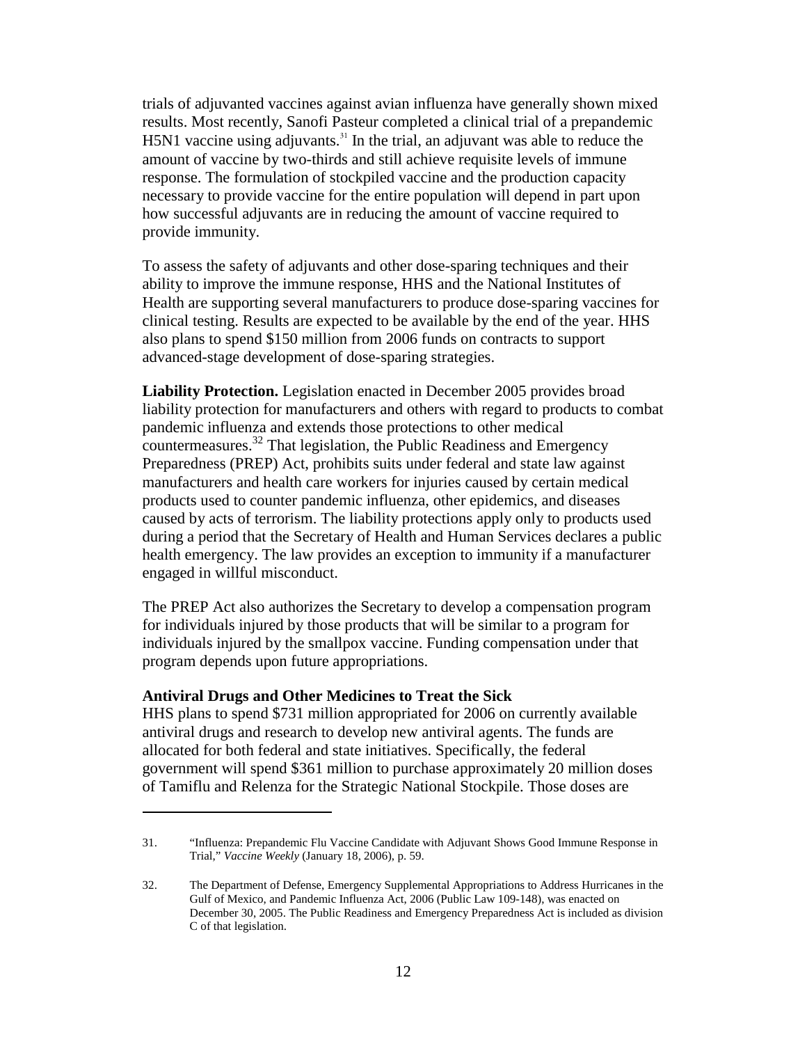trials of adjuvanted vaccines against avian influenza have generally shown mixed results. Most recently, Sanofi Pasteur completed a clinical trial of a prepandemic H5N1 vaccine using adjuvants.[31] In the trial, an adjuvant was able to reduce the amount of vaccine by two-thirds and still achieve requisite levels of immune response. The formulation of stockpiled vaccine and the production capacity necessary to provide vaccine for the entire population will depend in part upon how successful adjuvants are in reducing the amount of vaccine required to provide immunity.

To assess the safety of adjuvants and other dose-sparing techniques and their ability to improve the immune response, HHS and the National Institutes of Health are supporting several manufacturers to produce dose-sparing vaccines for clinical testing. Results are expected to be available by the end of the year. HHS also plans to spend $150 million from 2006 funds on contracts to support advanced-stage development of dose-sparing strategies.

**Liability Protection.** Legislation enacted in December 2005 provides broad liability protection for manufacturers and others with regard to products to combat pandemic influenza and extends those protections to other medical countermeasures.[32] That legislation, the Public Readiness and Emergency Preparedness (PREP) Act, prohibits suits under federal and state law against manufacturers and health care workers for injuries caused by certain medical products used to counter pandemic influenza, other epidemics, and diseases caused by acts of terrorism. The liability protections apply only to products used during a period that the Secretary of Health and Human Services declares a public health emergency. The law provides an exception to immunity if a manufacturer engaged in willful misconduct.

The PREP Act also authorizes the Secretary to develop a compensation program for individuals injured by those products that will be similar to a program for individuals injured by the smallpox vaccine. Funding compensation under that program depends upon future appropriations.

**Antiviral Drugs and Other Medicines to Treat the Sick**

HHS plans to spend $731 million appropriated for 2006 on currently available antiviral drugs and research to develop new antiviral agents. The funds are allocated for both federal and state initiatives. Specifically, the federal government will spend $361 million to purchase approximately 20 million doses of Tamiflu and Relenza for the Strategic National Stockpile. Those doses are

---

31. "Influenza: Prepandemic Flu Vaccine Candidate with Adjuvant Shows Good Immune Response in Trial," *Vaccine Weekly* (January 18, 2006), p. 59.

32. The Department of Defense, Emergency Supplemental Appropriations to Address Hurricanes in the Gulf of Mexico, and Pandemic Influenza Act, 2006 (Public Law 109-148), was enacted on December 30, 2005. The Public Readiness and Emergency Preparedness Act is included as division C of that legislation.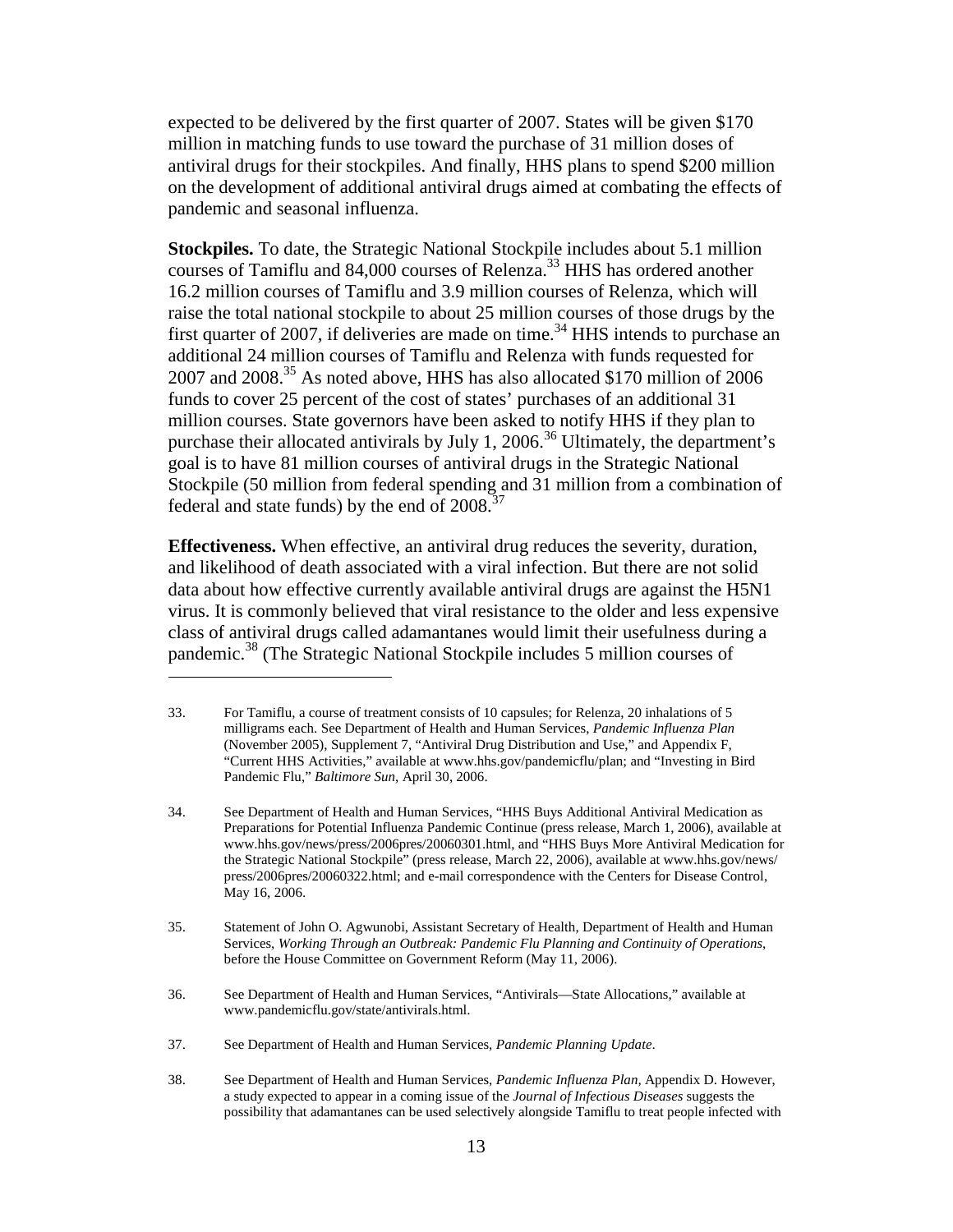expected to be delivered by the first quarter of 2007. States will be given $170 million in matching funds to use toward the purchase of 31 million doses of antiviral drugs for their stockpiles. And finally, HHS plans to spend $200 million on the development of additional antiviral drugs aimed at combating the effects of pandemic and seasonal influenza.

**Stockpiles.** To date, the Strategic National Stockpile includes about 5.1 million courses of Tamiflu and 84,000 courses of Relenza.[33] HHS has ordered another 16.2 million courses of Tamiflu and 3.9 million courses of Relenza, which will raise the total national stockpile to about 25 million courses of those drugs by the first quarter of 2007, if deliveries are made on time.[34] HHS intends to purchase an additional 24 million courses of Tamiflu and Relenza with funds requested for 2007 and 2008.[35] As noted above, HHS has also allocated $170 million of 2006 funds to cover 25 percent of the cost of states' purchases of an additional 31 million courses. State governors have been asked to notify HHS if they plan to purchase their allocated antivirals by July 1, 2006.[36] Ultimately, the department's goal is to have 81 million courses of antiviral drugs in the Strategic National Stockpile (50 million from federal spending and 31 million from a combination of federal and state funds) by the end of 2008.[37]

**Effectiveness.** When effective, an antiviral drug reduces the severity, duration, and likelihood of death associated with a viral infection. But there are not solid data about how effective currently available antiviral drugs are against the H5N1 virus. It is commonly believed that viral resistance to the older and less expensive class of antiviral drugs called adamantanes would limit their usefulness during a pandemic.[38] (The Strategic National Stockpile includes 5 million courses of

---

33. For Tamiflu, a course of treatment consists of 10 capsules; for Relenza, 20 inhalations of 5 milligrams each. See Department of Health and Human Services, *Pandemic Influenza Plan* (November 2005), Supplement 7, "Antiviral Drug Distribution and Use," and Appendix F, "Current HHS Activities," available at www.hhs.gov/pandemicflu/plan; and "Investing in Bird Pandemic Flu," *Baltimore Sun*, April 30, 2006.

34. See Department of Health and Human Services, "HHS Buys Additional Antiviral Medication as Preparations for Potential Influenza Pandemic Continue (press release, March 1, 2006), available at www.hhs.gov/news/press/2006pres/20060301.html, and "HHS Buys More Antiviral Medication for the Strategic National Stockpile" (press release, March 22, 2006), available at www.hhs.gov/news/press/2006pres/20060322.html; and e-mail correspondence with the Centers for Disease Control, May 16, 2006.

35. Statement of John O. Agwunobi, Assistant Secretary of Health, Department of Health and Human Services, *Working Through an Outbreak: Pandemic Flu Planning and Continuity of Operations*, before the House Committee on Government Reform (May 11, 2006).

36. See Department of Health and Human Services, "Antivirals—State Allocations," available at www.pandemicflu.gov/state/antivirals.html.

37. See Department of Health and Human Services, *Pandemic Planning Update*.

38. See Department of Health and Human Services, *Pandemic Influenza Plan,* Appendix D. However, a study expected to appear in a coming issue of the *Journal of Infectious Diseases* suggests the possibility that adamantanes can be used selectively alongside Tamiflu to treat people infected with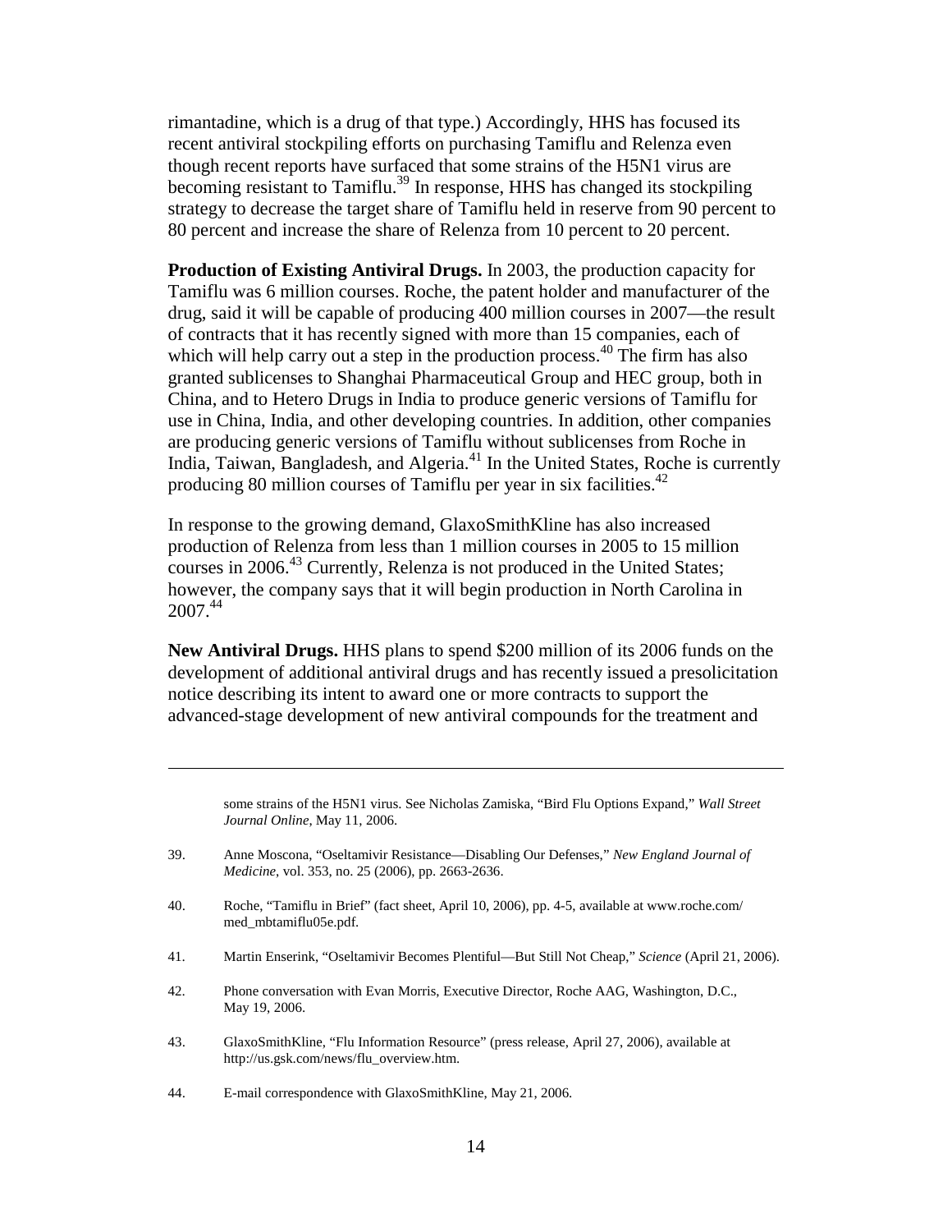rimantadine, which is a drug of that type.) Accordingly, HHS has focused its recent antiviral stockpiling efforts on purchasing Tamiflu and Relenza even though recent reports have surfaced that some strains of the H5N1 virus are becoming resistant to Tamiflu.[39] In response, HHS has changed its stockpiling strategy to decrease the target share of Tamiflu held in reserve from 90 percent to 80 percent and increase the share of Relenza from 10 percent to 20 percent.

**Production of Existing Antiviral Drugs.** In 2003, the production capacity for Tamiflu was 6 million courses. Roche, the patent holder and manufacturer of the drug, said it will be capable of producing 400 million courses in 2007—the result of contracts that it has recently signed with more than 15 companies, each of which will help carry out a step in the production process.[40] The firm has also granted sublicenses to Shanghai Pharmaceutical Group and HEC group, both in China, and to Hetero Drugs in India to produce generic versions of Tamiflu for use in China, India, and other developing countries. In addition, other companies are producing generic versions of Tamiflu without sublicenses from Roche in India, Taiwan, Bangladesh, and Algeria.[41] In the United States, Roche is currently producing 80 million courses of Tamiflu per year in six facilities.[42]

In response to the growing demand, GlaxoSmithKline has also increased production of Relenza from less than 1 million courses in 2005 to 15 million courses in 2006.[43] Currently, Relenza is not produced in the United States; however, the company says that it will begin production in North Carolina in 2007.[44]

**New Antiviral Drugs.** HHS plans to spend $200 million of its 2006 funds on the development of additional antiviral drugs and has recently issued a presolicitation notice describing its intent to award one or more contracts to support the advanced-stage development of new antiviral compounds for the treatment and

---

some strains of the H5N1 virus. See Nicholas Zamiska, "Bird Flu Options Expand," *Wall Street Journal Online*, May 11, 2006.

39. Anne Moscona, "Oseltamivir Resistance—Disabling Our Defenses," *New England Journal of Medicine*, vol. 353, no. 25 (2006), pp. 2663-2636.

40. Roche, "Tamiflu in Brief" (fact sheet, April 10, 2006), pp. 4-5, available at www.roche.com/med_mbtamiflu05e.pdf.

41. Martin Enserink, "Oseltamivir Becomes Plentiful—But Still Not Cheap," *Science* (April 21, 2006).

42. Phone conversation with Evan Morris, Executive Director, Roche AAG, Washington, D.C., May 19, 2006.

43. GlaxoSmithKline, "Flu Information Resource" (press release, April 27, 2006), available at http://us.gsk.com/news/flu_overview.htm.

44. E-mail correspondence with GlaxoSmithKline, May 21, 2006.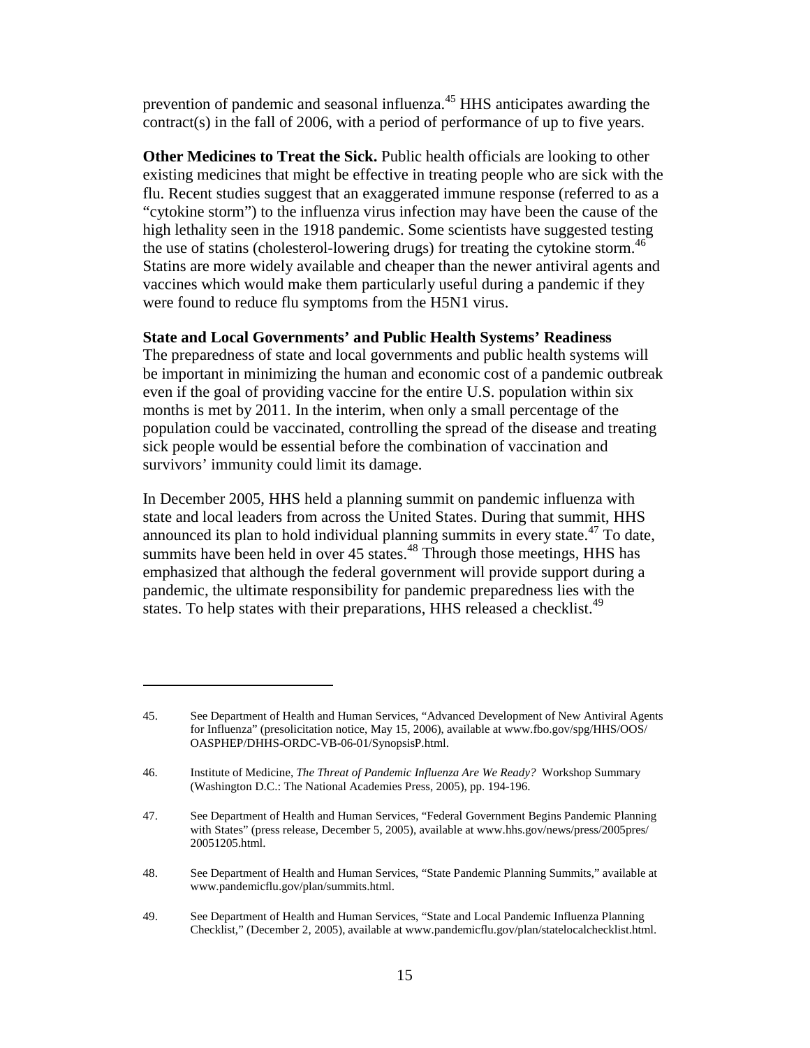prevention of pandemic and seasonal influenza.[45] HHS anticipates awarding the contract(s) in the fall of 2006, with a period of performance of up to five years.

**Other Medicines to Treat the Sick.** Public health officials are looking to other existing medicines that might be effective in treating people who are sick with the flu. Recent studies suggest that an exaggerated immune response (referred to as a "cytokine storm") to the influenza virus infection may have been the cause of the high lethality seen in the 1918 pandemic. Some scientists have suggested testing the use of statins (cholesterol-lowering drugs) for treating the cytokine storm.[46] Statins are more widely available and cheaper than the newer antiviral agents and vaccines which would make them particularly useful during a pandemic if they were found to reduce flu symptoms from the H5N1 virus.

**State and Local Governments' and Public Health Systems' Readiness**

The preparedness of state and local governments and public health systems will be important in minimizing the human and economic cost of a pandemic outbreak even if the goal of providing vaccine for the entire U.S. population within six months is met by 2011. In the interim, when only a small percentage of the population could be vaccinated, controlling the spread of the disease and treating sick people would be essential before the combination of vaccination and survivors' immunity could limit its damage.

In December 2005, HHS held a planning summit on pandemic influenza with state and local leaders from across the United States. During that summit, HHS announced its plan to hold individual planning summits in every state.[47] To date, summits have been held in over 45 states.[48] Through those meetings, HHS has emphasized that although the federal government will provide support during a pandemic, the ultimate responsibility for pandemic preparedness lies with the states. To help states with their preparations, HHS released a checklist.[49]

---

45. See Department of Health and Human Services, "Advanced Development of New Antiviral Agents for Influenza" (presolicitation notice, May 15, 2006), available at www.fbo.gov/spg/HHS/OOS/OASPHEP/DHHS-ORDC-VB-06-01/SynopsisP.html.

46. Institute of Medicine, *The Threat of Pandemic Influenza Are We Ready?* Workshop Summary (Washington D.C.: The National Academies Press, 2005), pp. 194-196.

47. See Department of Health and Human Services, "Federal Government Begins Pandemic Planning with States" (press release, December 5, 2005), available at www.hhs.gov/news/press/2005pres/20051205.html.

48. See Department of Health and Human Services, "State Pandemic Planning Summits," available at www.pandemicflu.gov/plan/summits.html.

49. See Department of Health and Human Services, "State and Local Pandemic Influenza Planning Checklist," (December 2, 2005), available at www.pandemicflu.gov/plan/statelocalchecklist.html.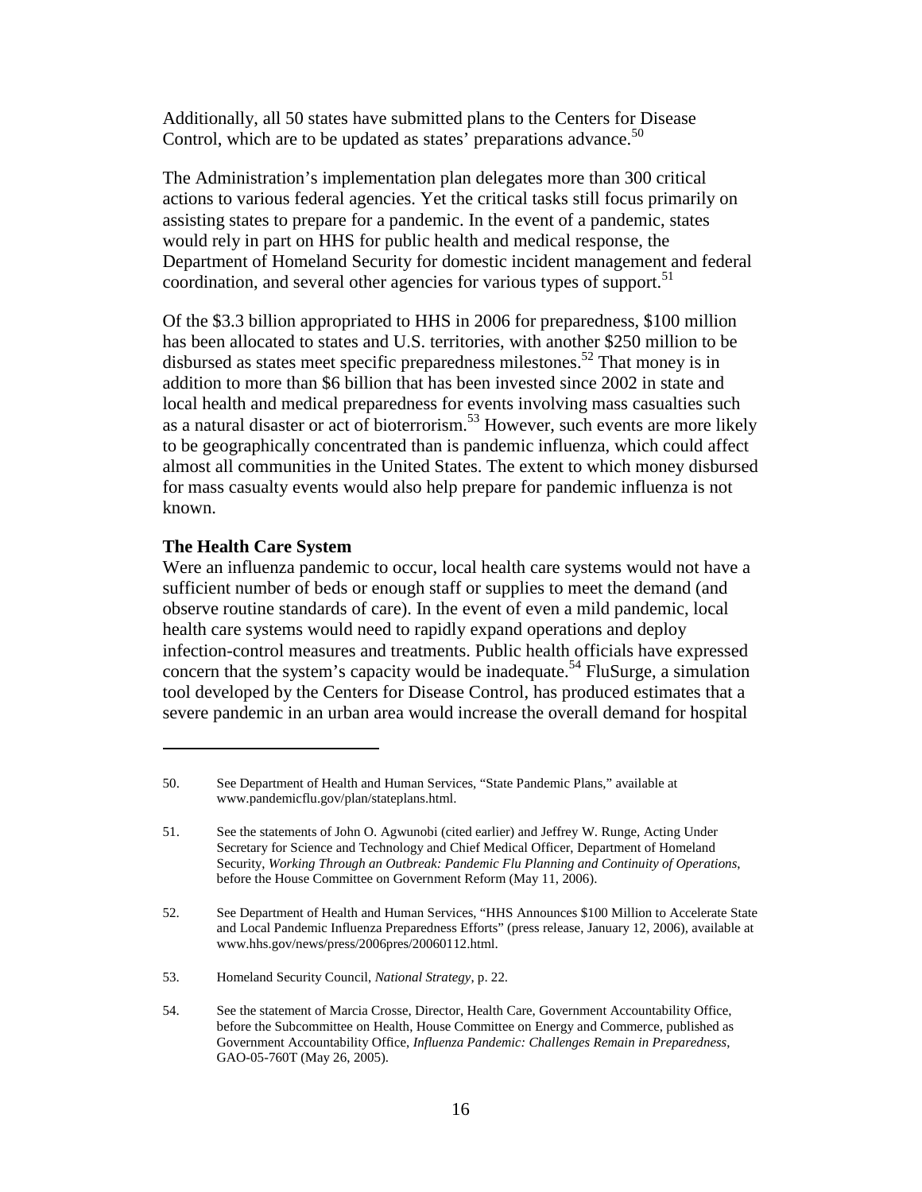Additionally, all 50 states have submitted plans to the Centers for Disease Control, which are to be updated as states' preparations advance.[50]

The Administration's implementation plan delegates more than 300 critical actions to various federal agencies. Yet the critical tasks still focus primarily on assisting states to prepare for a pandemic. In the event of a pandemic, states would rely in part on HHS for public health and medical response, the Department of Homeland Security for domestic incident management and federal coordination, and several other agencies for various types of support.[51]

Of the \$3.3 billion appropriated to HHS in 2006 for preparedness, \$100 million has been allocated to states and U.S. territories, with another \$250 million to be disbursed as states meet specific preparedness milestones.[52] That money is in addition to more than \$6 billion that has been invested since 2002 in state and local health and medical preparedness for events involving mass casualties such as a natural disaster or act of bioterrorism.[53] However, such events are more likely to be geographically concentrated than is pandemic influenza, which could affect almost all communities in the United States. The extent to which money disbursed for mass casualty events would also help prepare for pandemic influenza is not known.

**The Health Care System**

Were an influenza pandemic to occur, local health care systems would not have a sufficient number of beds or enough staff or supplies to meet the demand (and observe routine standards of care). In the event of even a mild pandemic, local health care systems would need to rapidly expand operations and deploy infection-control measures and treatments. Public health officials have expressed concern that the system's capacity would be inadequate.[54] FluSurge, a simulation tool developed by the Centers for Disease Control, has produced estimates that a severe pandemic in an urban area would increase the overall demand for hospital

---

50. See Department of Health and Human Services, "State Pandemic Plans," available at www.pandemicflu.gov/plan/stateplans.html.

51. See the statements of John O. Agwunobi (cited earlier) and Jeffrey W. Runge, Acting Under Secretary for Science and Technology and Chief Medical Officer, Department of Homeland Security, *Working Through an Outbreak: Pandemic Flu Planning and Continuity of Operations*, before the House Committee on Government Reform (May 11, 2006).

52. See Department of Health and Human Services, "HHS Announces \$100 Million to Accelerate State and Local Pandemic Influenza Preparedness Efforts" (press release, January 12, 2006), available at www.hhs.gov/news/press/2006pres/20060112.html.

53. Homeland Security Council, *National Strategy*, p. 22.

54. See the statement of Marcia Crosse, Director, Health Care, Government Accountability Office, before the Subcommittee on Health, House Committee on Energy and Commerce, published as Government Accountability Office, *Influenza Pandemic: Challenges Remain in Preparedness*, GAO-05-760T (May 26, 2005).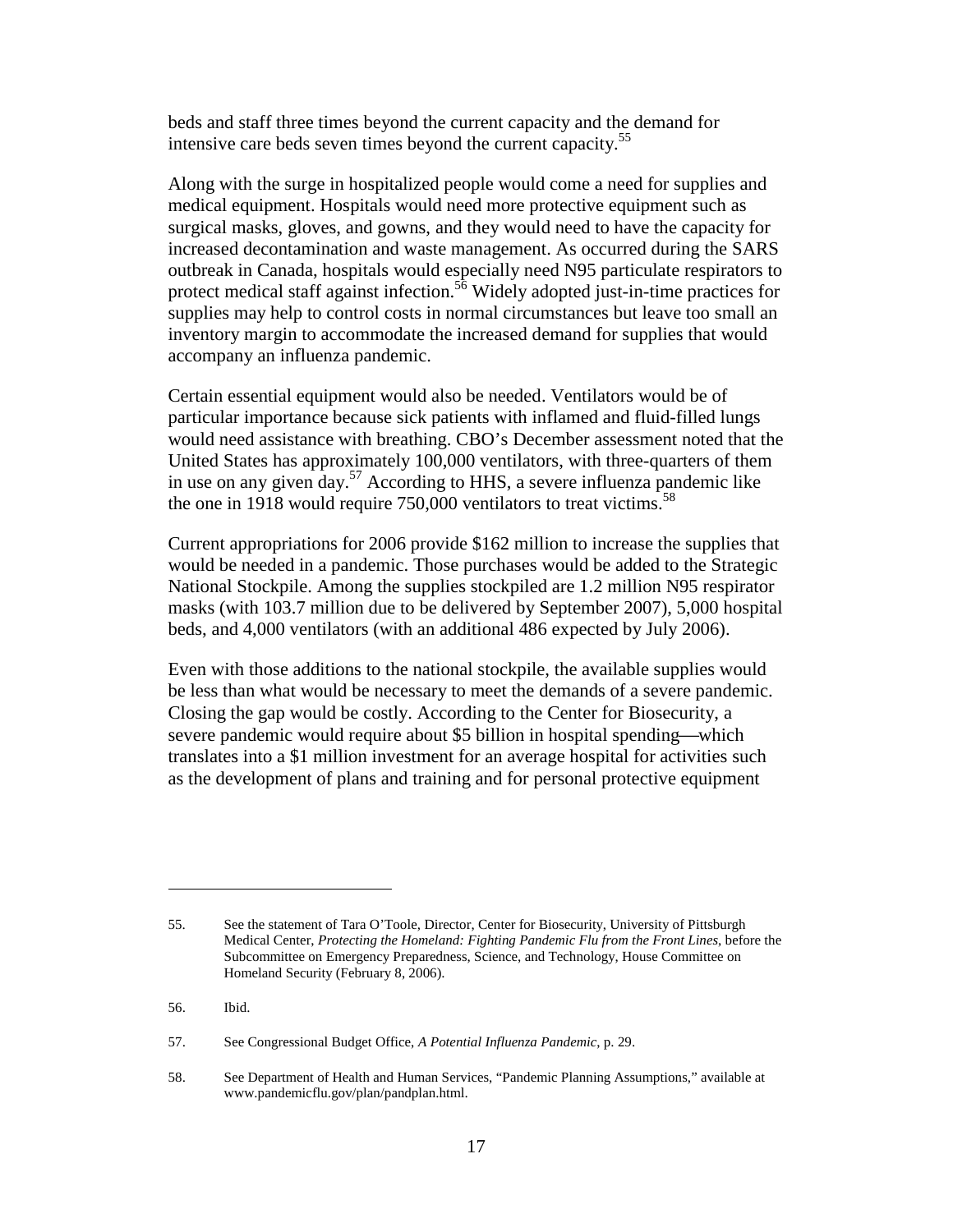beds and staff three times beyond the current capacity and the demand for intensive care beds seven times beyond the current capacity.[55]

Along with the surge in hospitalized people would come a need for supplies and medical equipment. Hospitals would need more protective equipment such as surgical masks, gloves, and gowns, and they would need to have the capacity for increased decontamination and waste management. As occurred during the SARS outbreak in Canada, hospitals would especially need N95 particulate respirators to protect medical staff against infection.[56] Widely adopted just-in-time practices for supplies may help to control costs in normal circumstances but leave too small an inventory margin to accommodate the increased demand for supplies that would accompany an influenza pandemic.

Certain essential equipment would also be needed. Ventilators would be of particular importance because sick patients with inflamed and fluid-filled lungs would need assistance with breathing. CBO's December assessment noted that the United States has approximately 100,000 ventilators, with three-quarters of them in use on any given day.[57] According to HHS, a severe influenza pandemic like the one in 1918 would require 750,000 ventilators to treat victims.[58]

Current appropriations for 2006 provide \$162 million to increase the supplies that would be needed in a pandemic. Those purchases would be added to the Strategic National Stockpile. Among the supplies stockpiled are 1.2 million N95 respirator masks (with 103.7 million due to be delivered by September 2007), 5,000 hospital beds, and 4,000 ventilators (with an additional 486 expected by July 2006).

Even with those additions to the national stockpile, the available supplies would be less than what would be necessary to meet the demands of a severe pandemic. Closing the gap would be costly. According to the Center for Biosecurity, a severe pandemic would require about \$5 billion in hospital spending—which translates into a \$1 million investment for an average hospital for activities such as the development of plans and training and for personal protective equipment

---

55. See the statement of Tara O'Toole, Director, Center for Biosecurity, University of Pittsburgh Medical Center, *Protecting the Homeland: Fighting Pandemic Flu from the Front Lines*, before the Subcommittee on Emergency Preparedness, Science, and Technology, House Committee on Homeland Security (February 8, 2006).

56. Ibid.

57. See Congressional Budget Office, *A Potential Influenza Pandemic*, p. 29.

58. See Department of Health and Human Services, "Pandemic Planning Assumptions," available at www.pandemicflu.gov/plan/pandplan.html.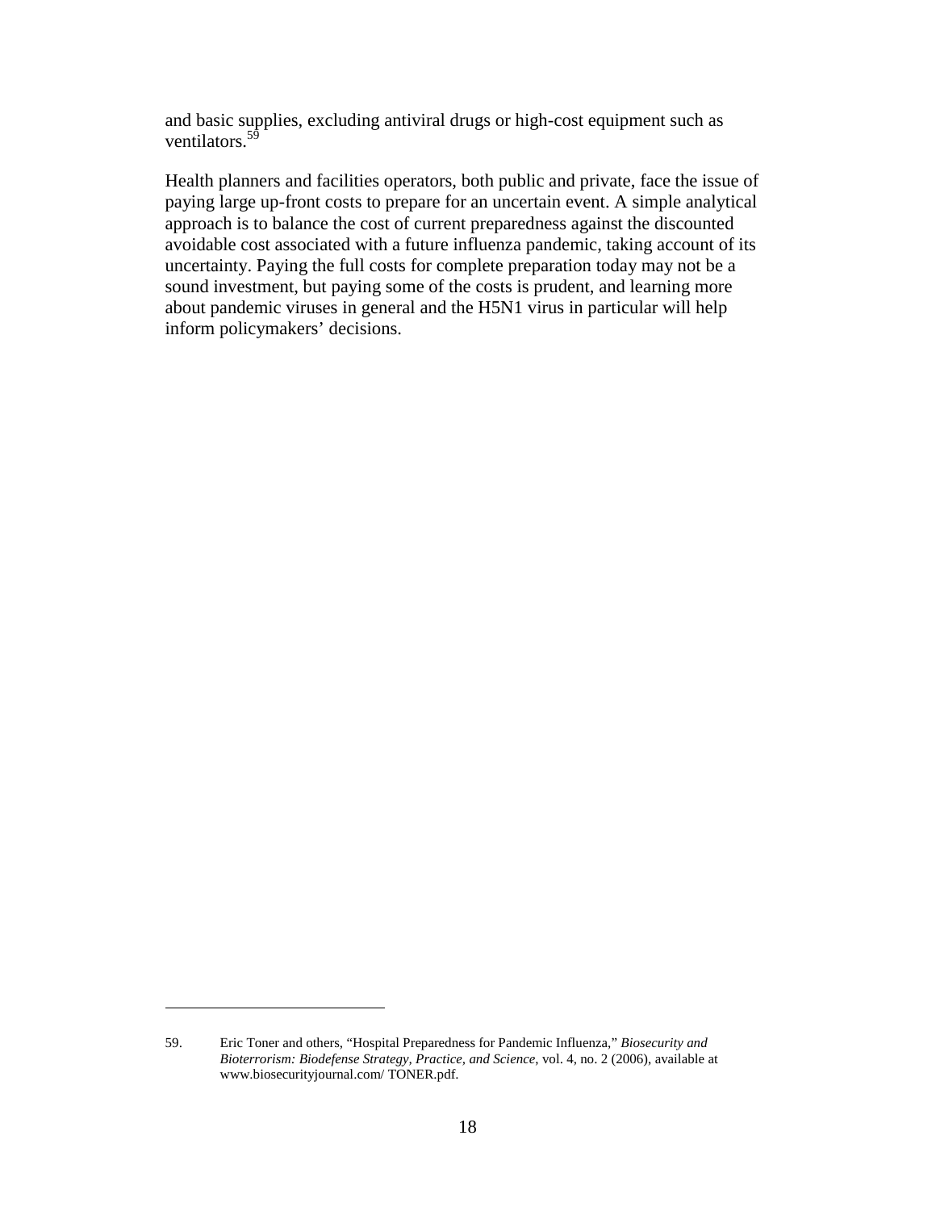and basic supplies, excluding antiviral drugs or high-cost equipment such as ventilators.[59]

Health planners and facilities operators, both public and private, face the issue of paying large up-front costs to prepare for an uncertain event. A simple analytical approach is to balance the cost of current preparedness against the discounted avoidable cost associated with a future influenza pandemic, taking account of its uncertainty. Paying the full costs for complete preparation today may not be a sound investment, but paying some of the costs is prudent, and learning more about pandemic viruses in general and the H5N1 virus in particular will help inform policymakers' decisions.

---

59. Eric Toner and others, "Hospital Preparedness for Pandemic Influenza," *Biosecurity and Bioterrorism: Biodefense Strategy, Practice, and Science*, vol. 4, no. 2 (2006), available at www.biosecurityjournal.com/ TONER.pdf.